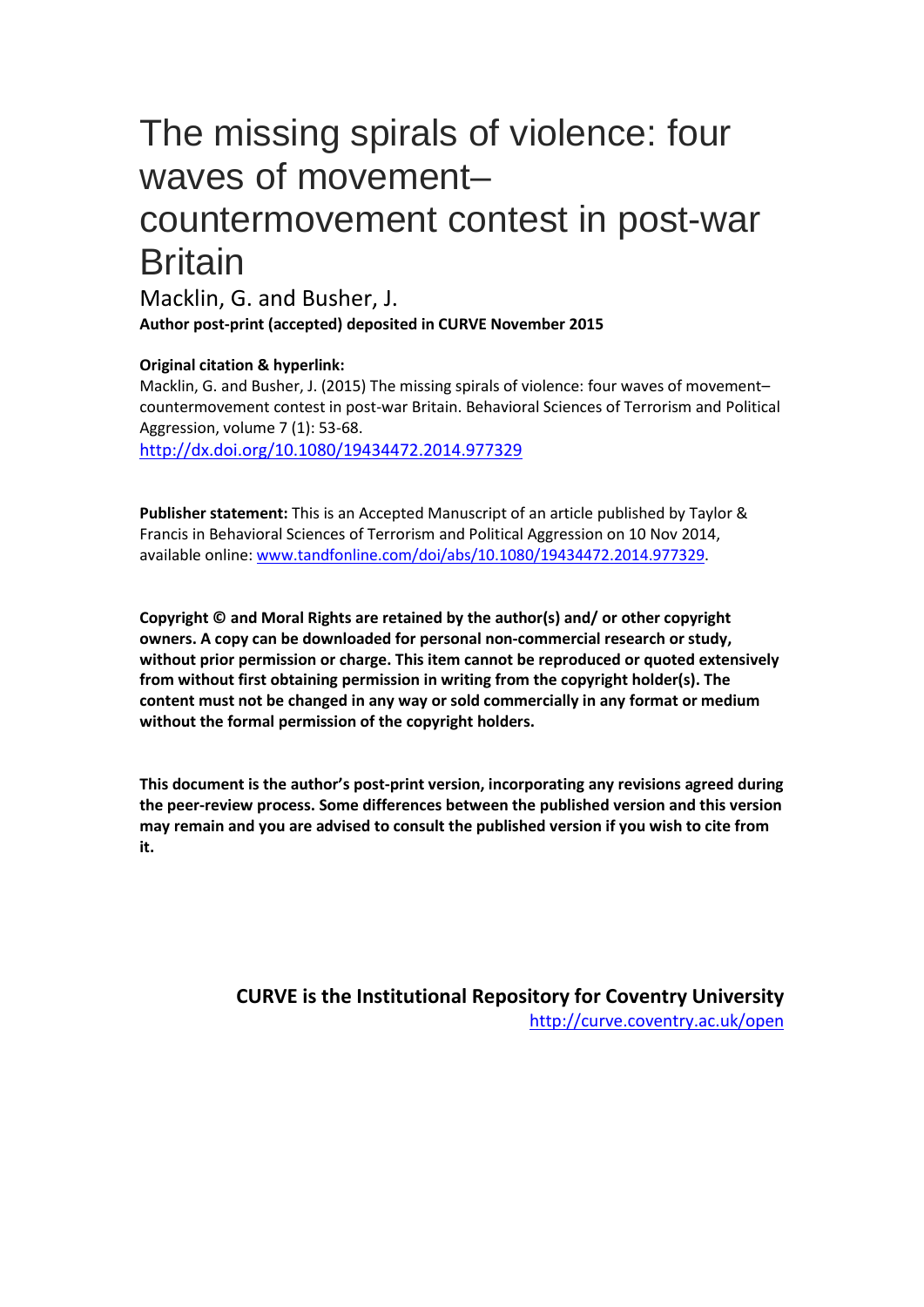# The missing spirals of violence: four waves of movement–countermovement contest in post-war Britain

Macklin, G. and Busher, J.

**Author post-print (accepted) deposited in CURVE November 2015**

**Original citation & hyperlink:**

Macklin, G. and Busher, J. (2015) The missing spirals of violence: four waves of movement–countermovement contest in post-war Britain. Behavioral Sciences of Terrorism and Political Aggression, volume 7 (1): 53-68.

http://dx.doi.org/10.1080/19434472.2014.977329

**Publisher statement:** This is an Accepted Manuscript of an article published by Taylor & Francis in Behavioral Sciences of Terrorism and Political Aggression on 10 Nov 2014, available online: www.tandfonline.com/doi/abs/10.1080/19434472.2014.977329.

**Copyright © and Moral Rights are retained by the author(s) and/ or other copyright owners. A copy can be downloaded for personal non-commercial research or study, without prior permission or charge. This item cannot be reproduced or quoted extensively from without first obtaining permission in writing from the copyright holder(s). The content must not be changed in any way or sold commercially in any format or medium without the formal permission of the copyright holders.**

**This document is the author's post-print version, incorporating any revisions agreed during the peer-review process. Some differences between the published version and this version may remain and you are advised to consult the published version if you wish to cite from it.**

**CURVE is the Institutional Repository for Coventry University**

http://curve.coventry.ac.uk/open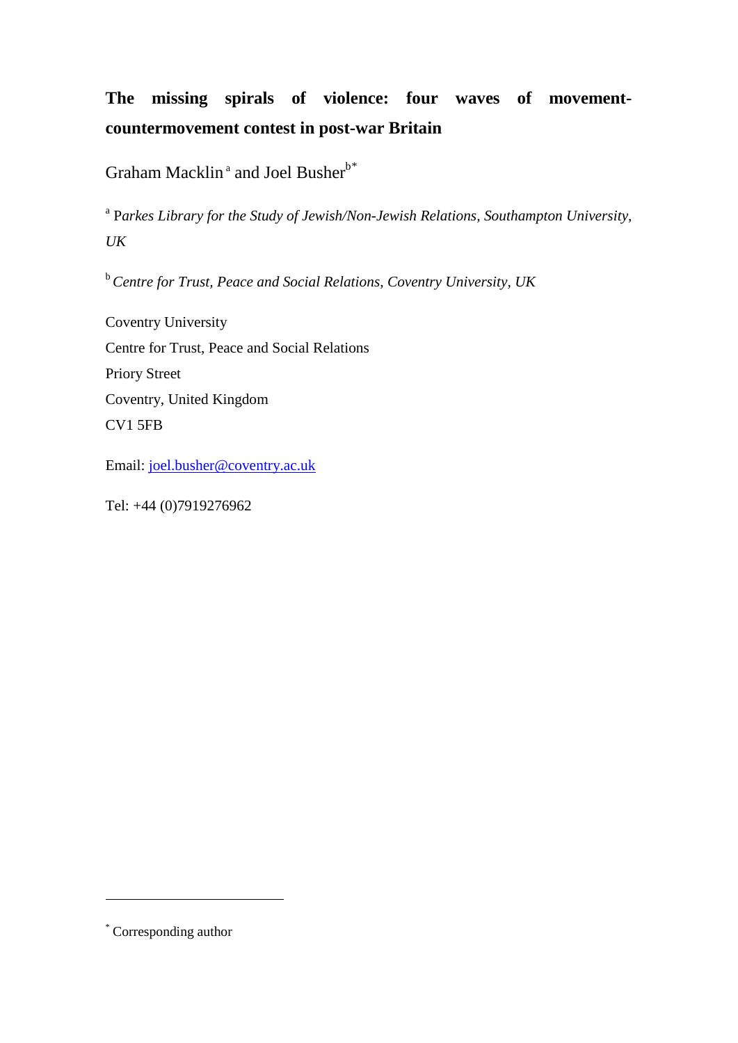# The missing spirals of violence: four waves of movement-countermovement contest in post-war Britain

Graham Macklin[a] and Joel Busher[b*]

[a] *Parkes Library for the Study of Jewish/Non-Jewish Relations, Southampton University, UK*

[b] *Centre for Trust, Peace and Social Relations, Coventry University, UK*

Coventry University
Centre for Trust, Peace and Social Relations
Priory Street
Coventry, United Kingdom
CV1 5FB

Email: joel.busher@coventry.ac.uk

Tel: +44 (0)7919276962

---

[*] Corresponding author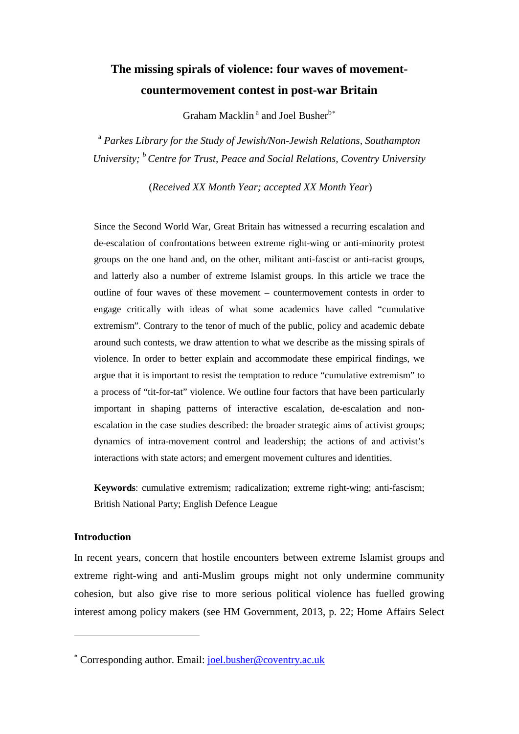# The missing spirals of violence: four waves of movement-countermovement contest in post-war Britain

Graham Macklin [a] and Joel Busher[b*]

[a] *Parkes Library for the Study of Jewish/Non-Jewish Relations, Southampton University;* [b] *Centre for Trust, Peace and Social Relations, Coventry University*

(*Received XX Month Year; accepted XX Month Year*)

Since the Second World War, Great Britain has witnessed a recurring escalation and de-escalation of confrontations between extreme right-wing or anti-minority protest groups on the one hand and, on the other, militant anti-fascist or anti-racist groups, and latterly also a number of extreme Islamist groups. In this article we trace the outline of four waves of these movement – countermovement contests in order to engage critically with ideas of what some academics have called "cumulative extremism". Contrary to the tenor of much of the public, policy and academic debate around such contests, we draw attention to what we describe as the missing spirals of violence. In order to better explain and accommodate these empirical findings, we argue that it is important to resist the temptation to reduce "cumulative extremism" to a process of "tit-for-tat" violence. We outline four factors that have been particularly important in shaping patterns of interactive escalation, de-escalation and non-escalation in the case studies described: the broader strategic aims of activist groups; dynamics of intra-movement control and leadership; the actions of and activist's interactions with state actors; and emergent movement cultures and identities.

**Keywords**: cumulative extremism; radicalization; extreme right-wing; anti-fascism; British National Party; English Defence League

## Introduction

In recent years, concern that hostile encounters between extreme Islamist groups and extreme right-wing and anti-Muslim groups might not only undermine community cohesion, but also give rise to more serious political violence has fuelled growing interest among policy makers (see HM Government, 2013, p. 22; Home Affairs Select

---

[*] Corresponding author. Email: joel.busher@coventry.ac.uk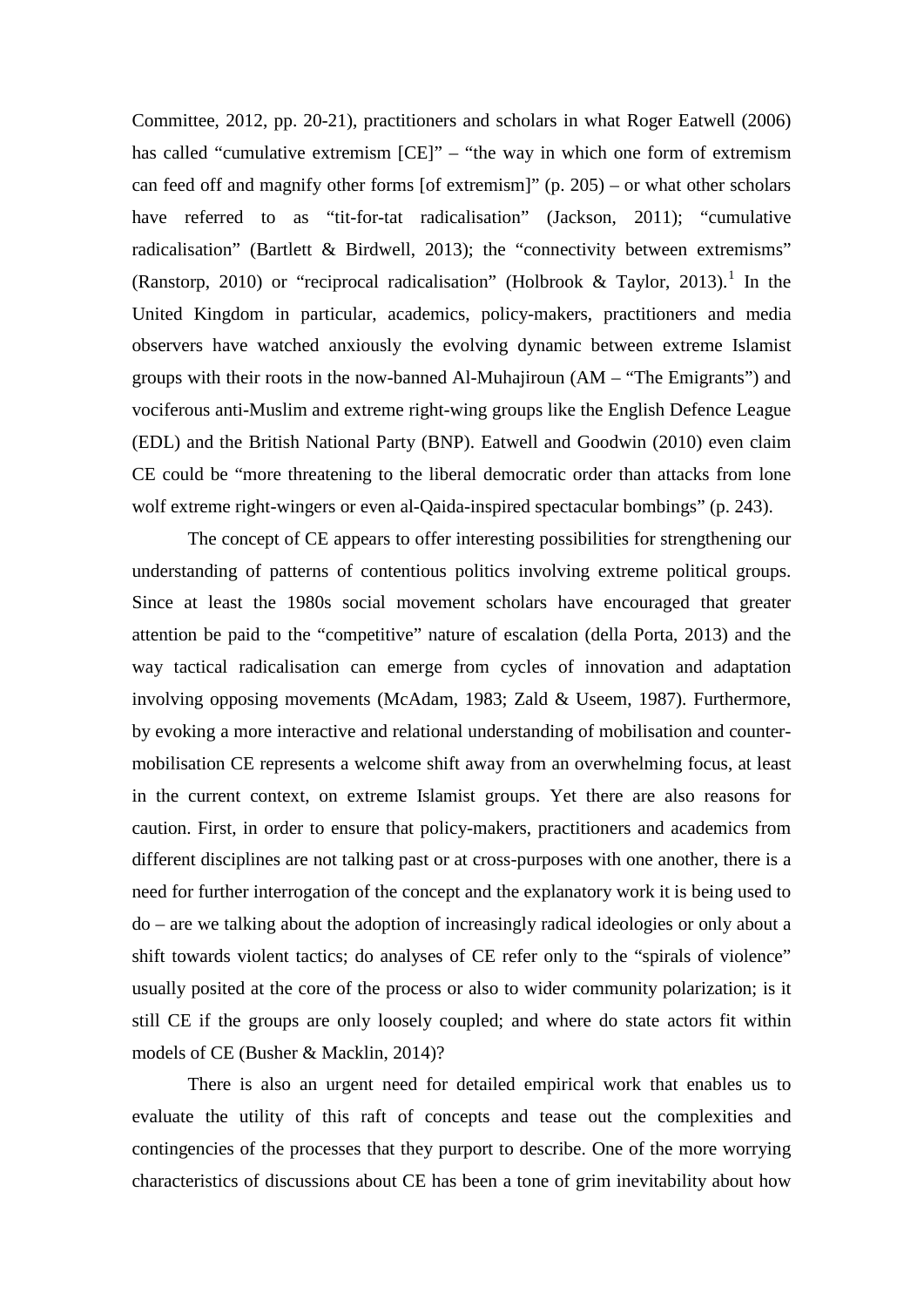Committee, 2012, pp. 20-21), practitioners and scholars in what Roger Eatwell (2006) has called "cumulative extremism [CE]" – "the way in which one form of extremism can feed off and magnify other forms [of extremism]" (p. 205) – or what other scholars have referred to as "tit-for-tat radicalisation" (Jackson, 2011); "cumulative radicalisation" (Bartlett & Birdwell, 2013); the "connectivity between extremisms" (Ranstorp, 2010) or "reciprocal radicalisation" (Holbrook & Taylor, 2013).[1] In the United Kingdom in particular, academics, policy-makers, practitioners and media observers have watched anxiously the evolving dynamic between extreme Islamist groups with their roots in the now-banned Al-Muhajiroun (AM – "The Emigrants") and vociferous anti-Muslim and extreme right-wing groups like the English Defence League (EDL) and the British National Party (BNP). Eatwell and Goodwin (2010) even claim CE could be "more threatening to the liberal democratic order than attacks from lone wolf extreme right-wingers or even al-Qaida-inspired spectacular bombings" (p. 243).

The concept of CE appears to offer interesting possibilities for strengthening our understanding of patterns of contentious politics involving extreme political groups. Since at least the 1980s social movement scholars have encouraged that greater attention be paid to the "competitive" nature of escalation (della Porta, 2013) and the way tactical radicalisation can emerge from cycles of innovation and adaptation involving opposing movements (McAdam, 1983; Zald & Useem, 1987). Furthermore, by evoking a more interactive and relational understanding of mobilisation and counter-mobilisation CE represents a welcome shift away from an overwhelming focus, at least in the current context, on extreme Islamist groups. Yet there are also reasons for caution. First, in order to ensure that policy-makers, practitioners and academics from different disciplines are not talking past or at cross-purposes with one another, there is a need for further interrogation of the concept and the explanatory work it is being used to do – are we talking about the adoption of increasingly radical ideologies or only about a shift towards violent tactics; do analyses of CE refer only to the "spirals of violence" usually posited at the core of the process or also to wider community polarization; is it still CE if the groups are only loosely coupled; and where do state actors fit within models of CE (Busher & Macklin, 2014)?

There is also an urgent need for detailed empirical work that enables us to evaluate the utility of this raft of concepts and tease out the complexities and contingencies of the processes that they purport to describe. One of the more worrying characteristics of discussions about CE has been a tone of grim inevitability about how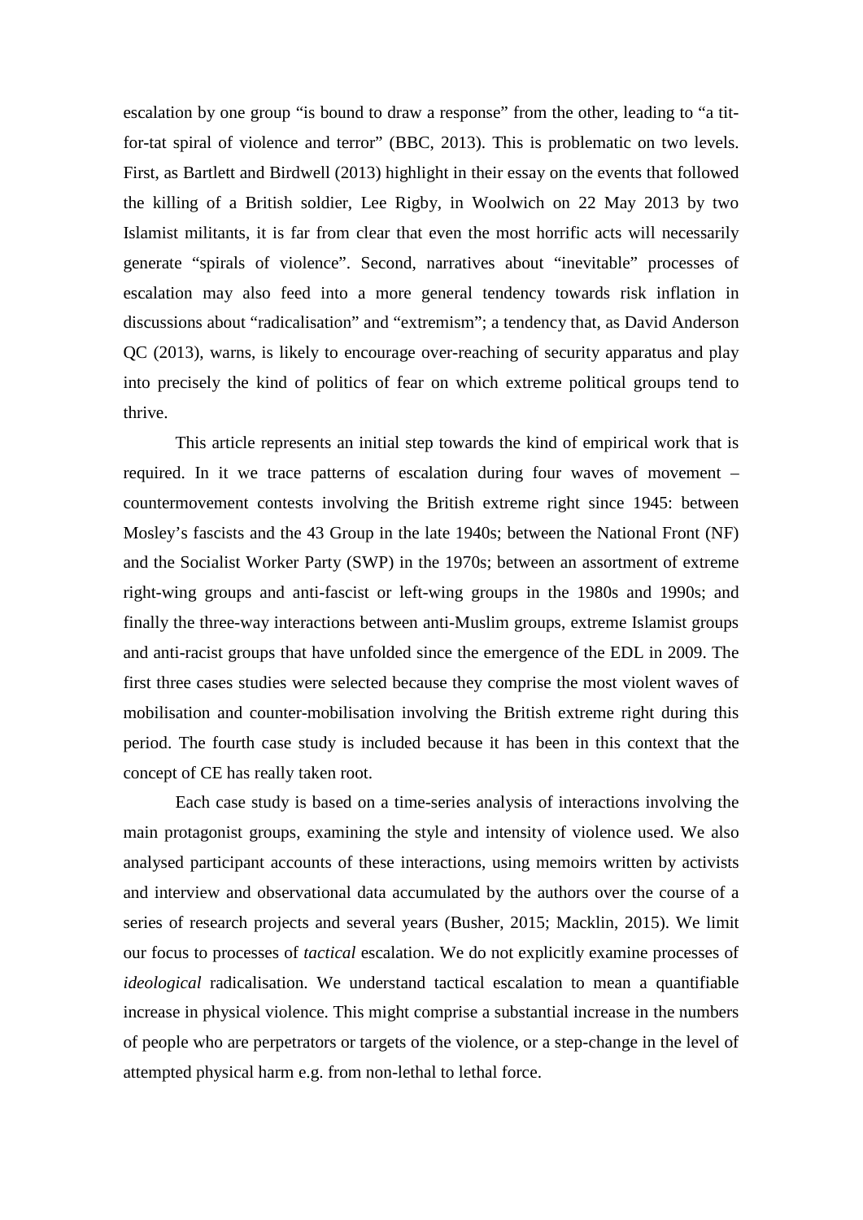escalation by one group "is bound to draw a response" from the other, leading to "a tit-for-tat spiral of violence and terror" (BBC, 2013). This is problematic on two levels. First, as Bartlett and Birdwell (2013) highlight in their essay on the events that followed the killing of a British soldier, Lee Rigby, in Woolwich on 22 May 2013 by two Islamist militants, it is far from clear that even the most horrific acts will necessarily generate "spirals of violence". Second, narratives about "inevitable" processes of escalation may also feed into a more general tendency towards risk inflation in discussions about "radicalisation" and "extremism"; a tendency that, as David Anderson QC (2013), warns, is likely to encourage over-reaching of security apparatus and play into precisely the kind of politics of fear on which extreme political groups tend to thrive.

This article represents an initial step towards the kind of empirical work that is required. In it we trace patterns of escalation during four waves of movement – countermovement contests involving the British extreme right since 1945: between Mosley's fascists and the 43 Group in the late 1940s; between the National Front (NF) and the Socialist Worker Party (SWP) in the 1970s; between an assortment of extreme right-wing groups and anti-fascist or left-wing groups in the 1980s and 1990s; and finally the three-way interactions between anti-Muslim groups, extreme Islamist groups and anti-racist groups that have unfolded since the emergence of the EDL in 2009. The first three cases studies were selected because they comprise the most violent waves of mobilisation and counter-mobilisation involving the British extreme right during this period. The fourth case study is included because it has been in this context that the concept of CE has really taken root.

Each case study is based on a time-series analysis of interactions involving the main protagonist groups, examining the style and intensity of violence used. We also analysed participant accounts of these interactions, using memoirs written by activists and interview and observational data accumulated by the authors over the course of a series of research projects and several years (Busher, 2015; Macklin, 2015). We limit our focus to processes of *tactical* escalation. We do not explicitly examine processes of *ideological* radicalisation. We understand tactical escalation to mean a quantifiable increase in physical violence. This might comprise a substantial increase in the numbers of people who are perpetrators or targets of the violence, or a step-change in the level of attempted physical harm e.g. from non-lethal to lethal force.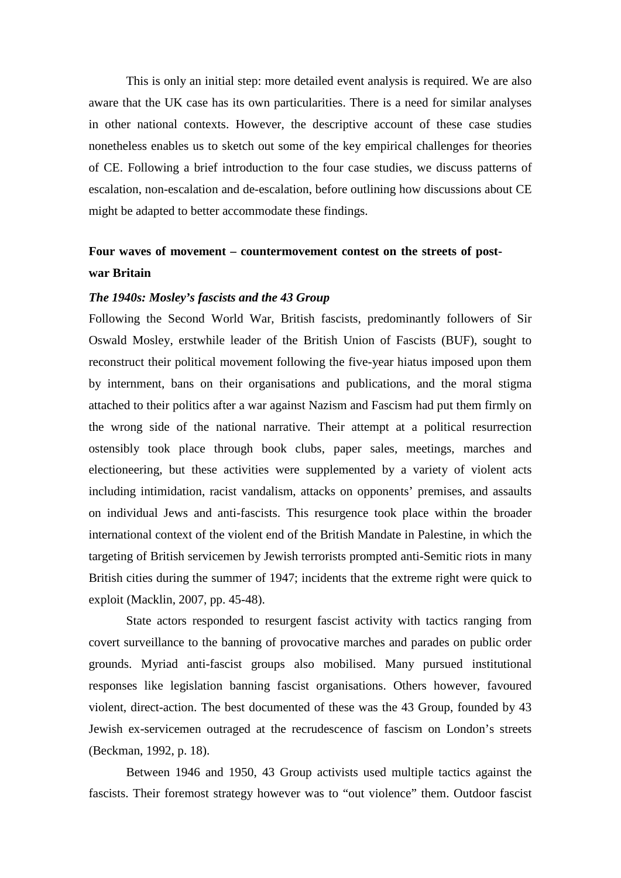This is only an initial step: more detailed event analysis is required. We are also aware that the UK case has its own particularities. There is a need for similar analyses in other national contexts. However, the descriptive account of these case studies nonetheless enables us to sketch out some of the key empirical challenges for theories of CE. Following a brief introduction to the four case studies, we discuss patterns of escalation, non-escalation and de-escalation, before outlining how discussions about CE might be adapted to better accommodate these findings.

## Four waves of movement – countermovement contest on the streets of post-war Britain

### *The 1940s: Mosley's fascists and the 43 Group*

Following the Second World War, British fascists, predominantly followers of Sir Oswald Mosley, erstwhile leader of the British Union of Fascists (BUF), sought to reconstruct their political movement following the five-year hiatus imposed upon them by internment, bans on their organisations and publications, and the moral stigma attached to their politics after a war against Nazism and Fascism had put them firmly on the wrong side of the national narrative. Their attempt at a political resurrection ostensibly took place through book clubs, paper sales, meetings, marches and electioneering, but these activities were supplemented by a variety of violent acts including intimidation, racist vandalism, attacks on opponents' premises, and assaults on individual Jews and anti-fascists. This resurgence took place within the broader international context of the violent end of the British Mandate in Palestine, in which the targeting of British servicemen by Jewish terrorists prompted anti-Semitic riots in many British cities during the summer of 1947; incidents that the extreme right were quick to exploit (Macklin, 2007, pp. 45-48).

State actors responded to resurgent fascist activity with tactics ranging from covert surveillance to the banning of provocative marches and parades on public order grounds. Myriad anti-fascist groups also mobilised. Many pursued institutional responses like legislation banning fascist organisations. Others however, favoured violent, direct-action. The best documented of these was the 43 Group, founded by 43 Jewish ex-servicemen outraged at the recrudescence of fascism on London's streets (Beckman, 1992, p. 18).

Between 1946 and 1950, 43 Group activists used multiple tactics against the fascists. Their foremost strategy however was to "out violence" them. Outdoor fascist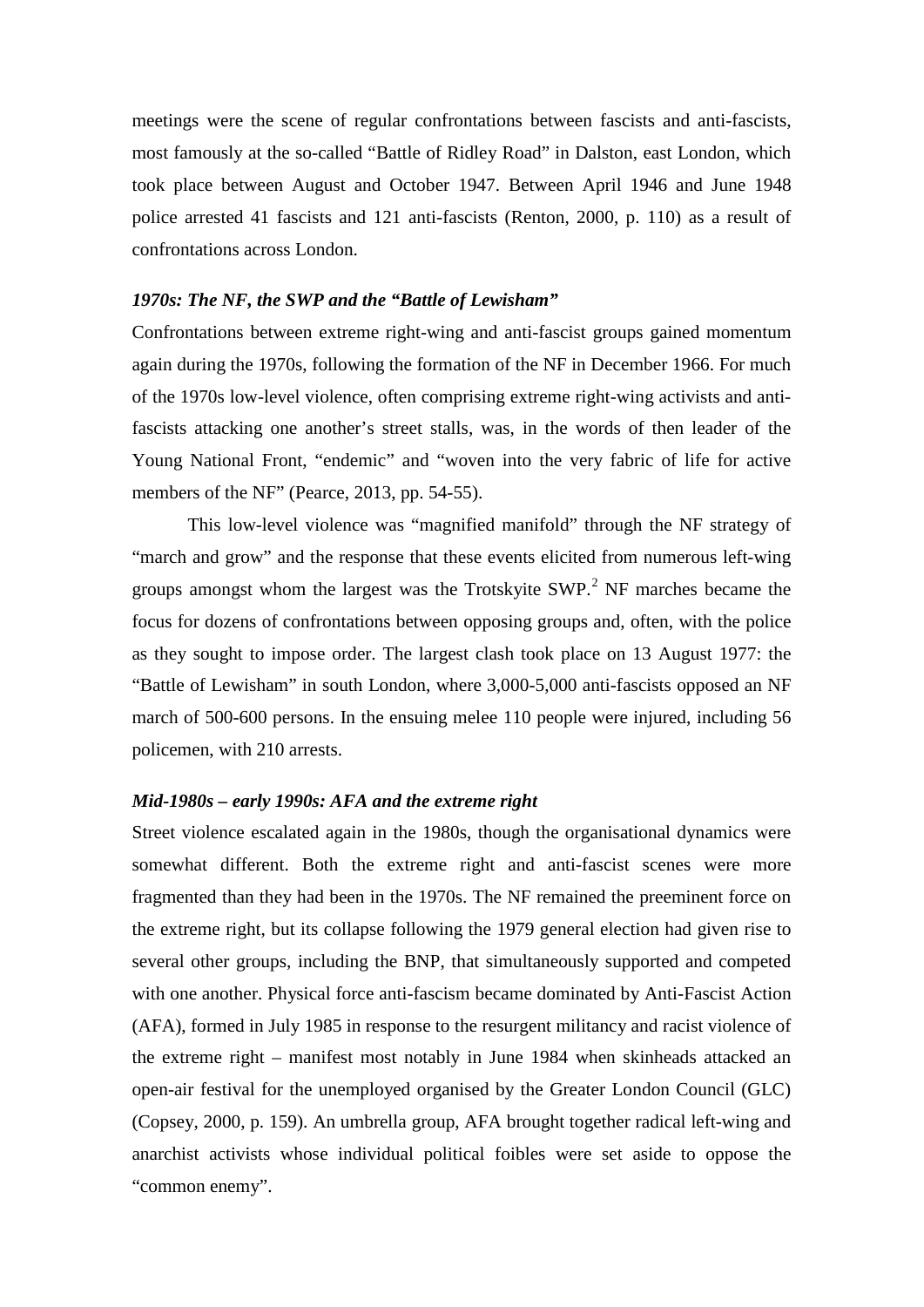meetings were the scene of regular confrontations between fascists and anti-fascists, most famously at the so-called "Battle of Ridley Road" in Dalston, east London, which took place between August and October 1947. Between April 1946 and June 1948 police arrested 41 fascists and 121 anti-fascists (Renton, 2000, p. 110) as a result of confrontations across London.

### *1970s: The NF, the SWP and the "Battle of Lewisham"*

Confrontations between extreme right-wing and anti-fascist groups gained momentum again during the 1970s, following the formation of the NF in December 1966. For much of the 1970s low-level violence, often comprising extreme right-wing activists and anti-fascists attacking one another's street stalls, was, in the words of then leader of the Young National Front, "endemic" and "woven into the very fabric of life for active members of the NF" (Pearce, 2013, pp. 54-55).

This low-level violence was "magnified manifold" through the NF strategy of "march and grow" and the response that these events elicited from numerous left-wing groups amongst whom the largest was the Trotskyite SWP.[2] NF marches became the focus for dozens of confrontations between opposing groups and, often, with the police as they sought to impose order. The largest clash took place on 13 August 1977: the "Battle of Lewisham" in south London, where 3,000-5,000 anti-fascists opposed an NF march of 500-600 persons. In the ensuing melee 110 people were injured, including 56 policemen, with 210 arrests.

### *Mid-1980s – early 1990s: AFA and the extreme right*

Street violence escalated again in the 1980s, though the organisational dynamics were somewhat different. Both the extreme right and anti-fascist scenes were more fragmented than they had been in the 1970s. The NF remained the preeminent force on the extreme right, but its collapse following the 1979 general election had given rise to several other groups, including the BNP, that simultaneously supported and competed with one another. Physical force anti-fascism became dominated by Anti-Fascist Action (AFA), formed in July 1985 in response to the resurgent militancy and racist violence of the extreme right – manifest most notably in June 1984 when skinheads attacked an open-air festival for the unemployed organised by the Greater London Council (GLC) (Copsey, 2000, p. 159). An umbrella group, AFA brought together radical left-wing and anarchist activists whose individual political foibles were set aside to oppose the "common enemy".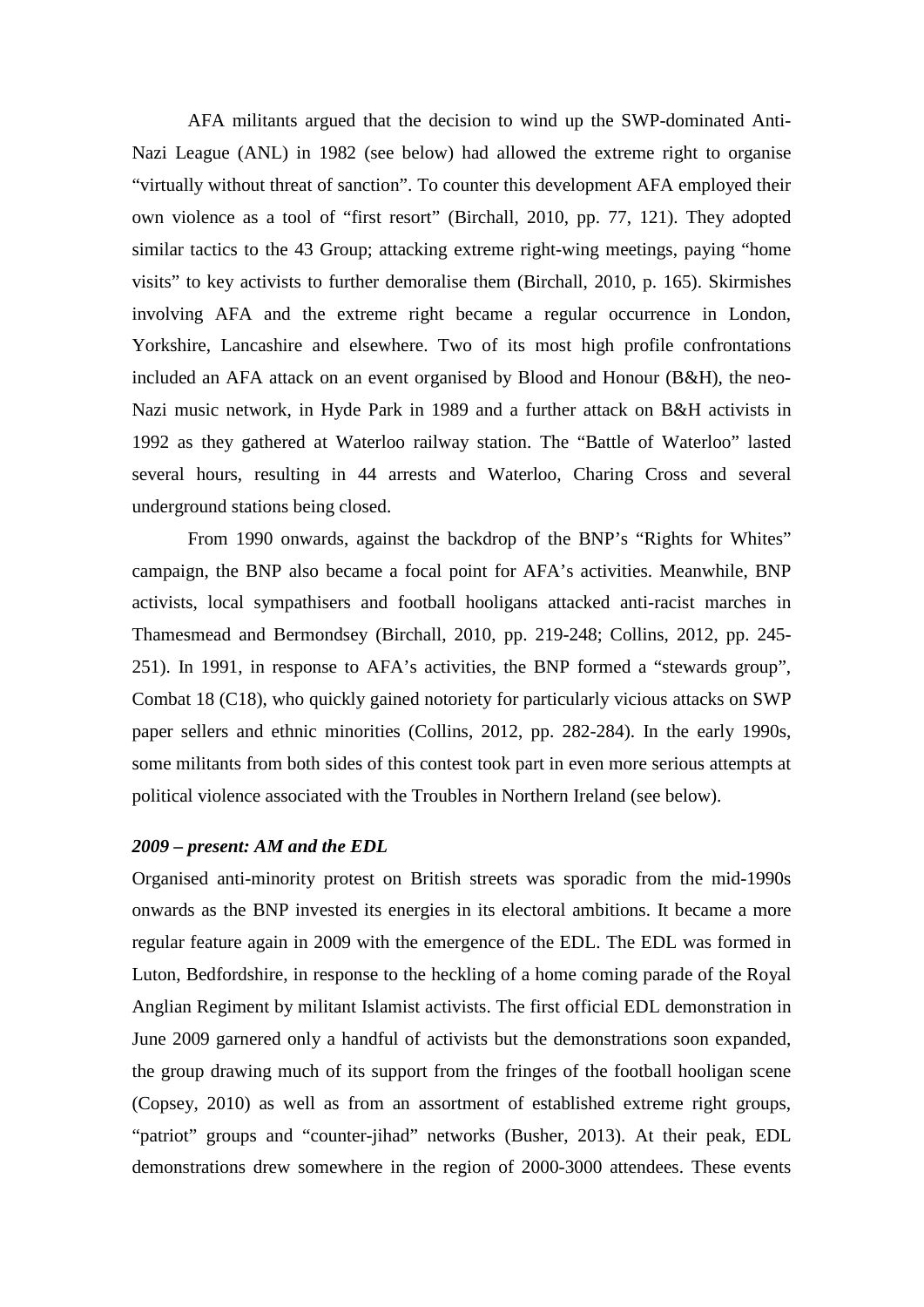AFA militants argued that the decision to wind up the SWP-dominated Anti-Nazi League (ANL) in 1982 (see below) had allowed the extreme right to organise "virtually without threat of sanction". To counter this development AFA employed their own violence as a tool of "first resort" (Birchall, 2010, pp. 77, 121). They adopted similar tactics to the 43 Group; attacking extreme right-wing meetings, paying "home visits" to key activists to further demoralise them (Birchall, 2010, p. 165). Skirmishes involving AFA and the extreme right became a regular occurrence in London, Yorkshire, Lancashire and elsewhere. Two of its most high profile confrontations included an AFA attack on an event organised by Blood and Honour (B&H), the neo-Nazi music network, in Hyde Park in 1989 and a further attack on B&H activists in 1992 as they gathered at Waterloo railway station. The "Battle of Waterloo" lasted several hours, resulting in 44 arrests and Waterloo, Charing Cross and several underground stations being closed.

From 1990 onwards, against the backdrop of the BNP's "Rights for Whites" campaign, the BNP also became a focal point for AFA's activities. Meanwhile, BNP activists, local sympathisers and football hooligans attacked anti-racist marches in Thamesmead and Bermondsey (Birchall, 2010, pp. 219-248; Collins, 2012, pp. 245-251). In 1991, in response to AFA's activities, the BNP formed a "stewards group", Combat 18 (C18), who quickly gained notoriety for particularly vicious attacks on SWP paper sellers and ethnic minorities (Collins, 2012, pp. 282-284). In the early 1990s, some militants from both sides of this contest took part in even more serious attempts at political violence associated with the Troubles in Northern Ireland (see below).

***2009 – present: AM and the EDL***

Organised anti-minority protest on British streets was sporadic from the mid-1990s onwards as the BNP invested its energies in its electoral ambitions. It became a more regular feature again in 2009 with the emergence of the EDL. The EDL was formed in Luton, Bedfordshire, in response to the heckling of a home coming parade of the Royal Anglian Regiment by militant Islamist activists. The first official EDL demonstration in June 2009 garnered only a handful of activists but the demonstrations soon expanded, the group drawing much of its support from the fringes of the football hooligan scene (Copsey, 2010) as well as from an assortment of established extreme right groups, "patriot" groups and "counter-jihad" networks (Busher, 2013). At their peak, EDL demonstrations drew somewhere in the region of 2000-3000 attendees. These events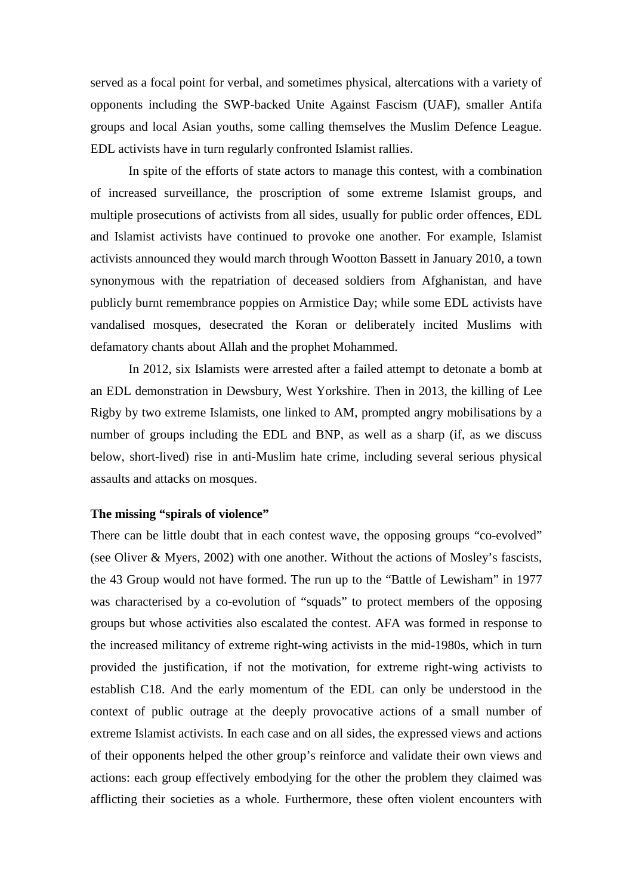served as a focal point for verbal, and sometimes physical, altercations with a variety of opponents including the SWP-backed Unite Against Fascism (UAF), smaller Antifa groups and local Asian youths, some calling themselves the Muslim Defence League. EDL activists have in turn regularly confronted Islamist rallies.

In spite of the efforts of state actors to manage this contest, with a combination of increased surveillance, the proscription of some extreme Islamist groups, and multiple prosecutions of activists from all sides, usually for public order offences, EDL and Islamist activists have continued to provoke one another. For example, Islamist activists announced they would march through Wootton Bassett in January 2010, a town synonymous with the repatriation of deceased soldiers from Afghanistan, and have publicly burnt remembrance poppies on Armistice Day; while some EDL activists have vandalised mosques, desecrated the Koran or deliberately incited Muslims with defamatory chants about Allah and the prophet Mohammed.

In 2012, six Islamists were arrested after a failed attempt to detonate a bomb at an EDL demonstration in Dewsbury, West Yorkshire. Then in 2013, the killing of Lee Rigby by two extreme Islamists, one linked to AM, prompted angry mobilisations by a number of groups including the EDL and BNP, as well as a sharp (if, as we discuss below, short-lived) rise in anti-Muslim hate crime, including several serious physical assaults and attacks on mosques.

**The missing "spirals of violence"**

There can be little doubt that in each contest wave, the opposing groups "co-evolved" (see Oliver & Myers, 2002) with one another. Without the actions of Mosley's fascists, the 43 Group would not have formed. The run up to the "Battle of Lewisham" in 1977 was characterised by a co-evolution of "squads" to protect members of the opposing groups but whose activities also escalated the contest. AFA was formed in response to the increased militancy of extreme right-wing activists in the mid-1980s, which in turn provided the justification, if not the motivation, for extreme right-wing activists to establish C18. And the early momentum of the EDL can only be understood in the context of public outrage at the deeply provocative actions of a small number of extreme Islamist activists. In each case and on all sides, the expressed views and actions of their opponents helped the other group's reinforce and validate their own views and actions: each group effectively embodying for the other the problem they claimed was afflicting their societies as a whole. Furthermore, these often violent encounters with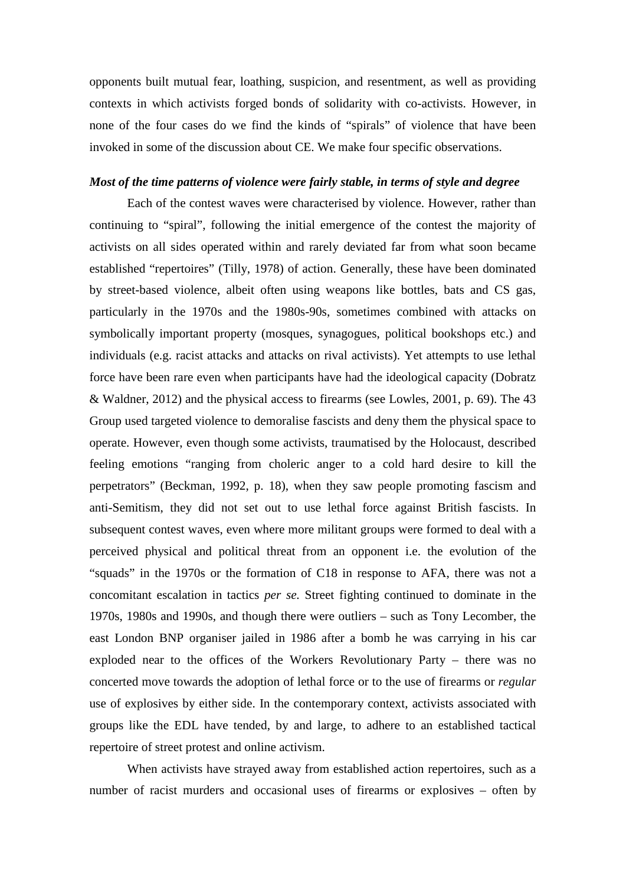opponents built mutual fear, loathing, suspicion, and resentment, as well as providing contexts in which activists forged bonds of solidarity with co-activists. However, in none of the four cases do we find the kinds of "spirals" of violence that have been invoked in some of the discussion about CE. We make four specific observations.

***Most of the time patterns of violence were fairly stable, in terms of style and degree***

Each of the contest waves were characterised by violence. However, rather than continuing to "spiral", following the initial emergence of the contest the majority of activists on all sides operated within and rarely deviated far from what soon became established "repertoires" (Tilly, 1978) of action. Generally, these have been dominated by street-based violence, albeit often using weapons like bottles, bats and CS gas, particularly in the 1970s and the 1980s-90s, sometimes combined with attacks on symbolically important property (mosques, synagogues, political bookshops etc.) and individuals (e.g. racist attacks and attacks on rival activists). Yet attempts to use lethal force have been rare even when participants have had the ideological capacity (Dobratz & Waldner, 2012) and the physical access to firearms (see Lowles, 2001, p. 69). The 43 Group used targeted violence to demoralise fascists and deny them the physical space to operate. However, even though some activists, traumatised by the Holocaust, described feeling emotions "ranging from choleric anger to a cold hard desire to kill the perpetrators" (Beckman, 1992, p. 18), when they saw people promoting fascism and anti-Semitism, they did not set out to use lethal force against British fascists. In subsequent contest waves, even where more militant groups were formed to deal with a perceived physical and political threat from an opponent i.e. the evolution of the "squads" in the 1970s or the formation of C18 in response to AFA, there was not a concomitant escalation in tactics *per se.* Street fighting continued to dominate in the 1970s, 1980s and 1990s, and though there were outliers – such as Tony Lecomber, the east London BNP organiser jailed in 1986 after a bomb he was carrying in his car exploded near to the offices of the Workers Revolutionary Party – there was no concerted move towards the adoption of lethal force or to the use of firearms or *regular* use of explosives by either side. In the contemporary context, activists associated with groups like the EDL have tended, by and large, to adhere to an established tactical repertoire of street protest and online activism.

When activists have strayed away from established action repertoires, such as a number of racist murders and occasional uses of firearms or explosives – often by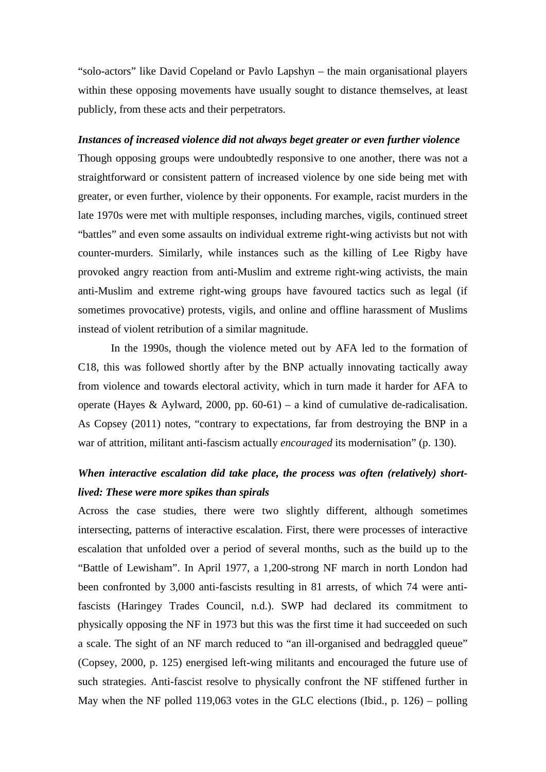"solo-actors" like David Copeland or Pavlo Lapshyn – the main organisational players within these opposing movements have usually sought to distance themselves, at least publicly, from these acts and their perpetrators.

***Instances of increased violence did not always beget greater or even further violence***

Though opposing groups were undoubtedly responsive to one another, there was not a straightforward or consistent pattern of increased violence by one side being met with greater, or even further, violence by their opponents. For example, racist murders in the late 1970s were met with multiple responses, including marches, vigils, continued street "battles" and even some assaults on individual extreme right-wing activists but not with counter-murders. Similarly, while instances such as the killing of Lee Rigby have provoked angry reaction from anti-Muslim and extreme right-wing activists, the main anti-Muslim and extreme right-wing groups have favoured tactics such as legal (if sometimes provocative) protests, vigils, and online and offline harassment of Muslims instead of violent retribution of a similar magnitude.

In the 1990s, though the violence meted out by AFA led to the formation of C18, this was followed shortly after by the BNP actually innovating tactically away from violence and towards electoral activity, which in turn made it harder for AFA to operate (Hayes & Aylward, 2000, pp. 60-61) – a kind of cumulative de-radicalisation. As Copsey (2011) notes, "contrary to expectations, far from destroying the BNP in a war of attrition, militant anti-fascism actually *encouraged* its modernisation" (p. 130).

***When interactive escalation did take place, the process was often (relatively) short-lived: These were more spikes than spirals***

Across the case studies, there were two slightly different, although sometimes intersecting, patterns of interactive escalation. First, there were processes of interactive escalation that unfolded over a period of several months, such as the build up to the "Battle of Lewisham". In April 1977, a 1,200-strong NF march in north London had been confronted by 3,000 anti-fascists resulting in 81 arrests, of which 74 were anti-fascists (Haringey Trades Council, n.d.). SWP had declared its commitment to physically opposing the NF in 1973 but this was the first time it had succeeded on such a scale. The sight of an NF march reduced to "an ill-organised and bedraggled queue" (Copsey, 2000, p. 125) energised left-wing militants and encouraged the future use of such strategies. Anti-fascist resolve to physically confront the NF stiffened further in May when the NF polled 119,063 votes in the GLC elections (Ibid., p. 126) – polling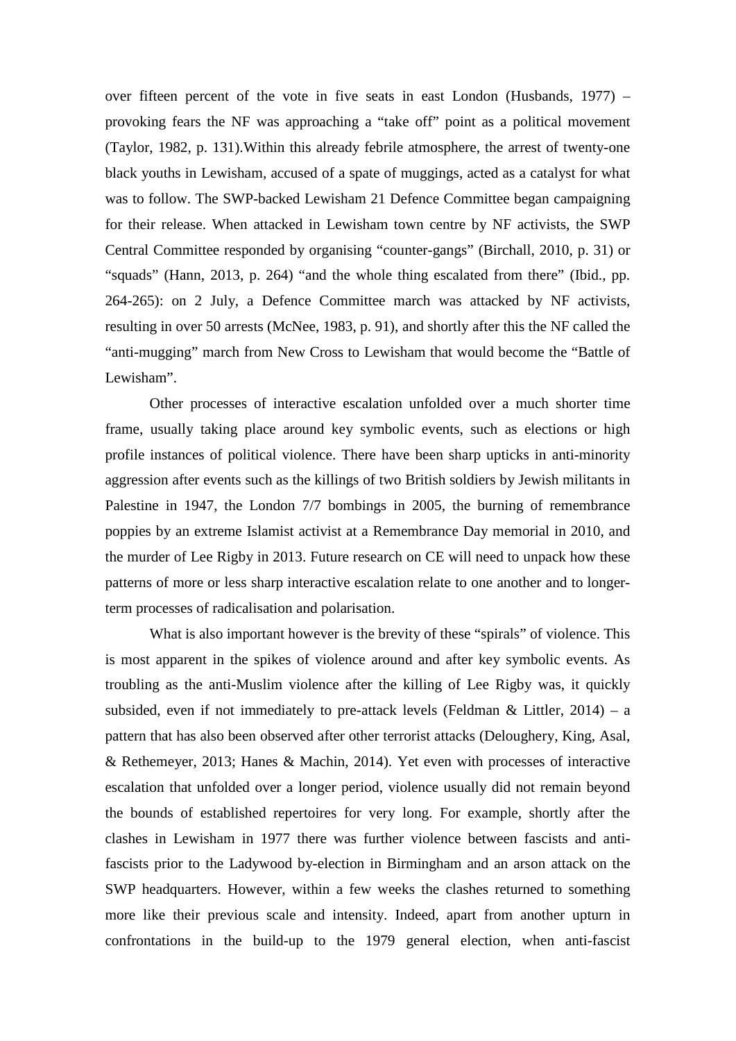over fifteen percent of the vote in five seats in east London (Husbands, 1977) – provoking fears the NF was approaching a "take off" point as a political movement (Taylor, 1982, p. 131).Within this already febrile atmosphere, the arrest of twenty-one black youths in Lewisham, accused of a spate of muggings, acted as a catalyst for what was to follow. The SWP-backed Lewisham 21 Defence Committee began campaigning for their release. When attacked in Lewisham town centre by NF activists, the SWP Central Committee responded by organising "counter-gangs" (Birchall, 2010, p. 31) or "squads" (Hann, 2013, p. 264) "and the whole thing escalated from there" (Ibid., pp. 264-265): on 2 July, a Defence Committee march was attacked by NF activists, resulting in over 50 arrests (McNee, 1983, p. 91), and shortly after this the NF called the "anti-mugging" march from New Cross to Lewisham that would become the "Battle of Lewisham".

Other processes of interactive escalation unfolded over a much shorter time frame, usually taking place around key symbolic events, such as elections or high profile instances of political violence. There have been sharp upticks in anti-minority aggression after events such as the killings of two British soldiers by Jewish militants in Palestine in 1947, the London 7/7 bombings in 2005, the burning of remembrance poppies by an extreme Islamist activist at a Remembrance Day memorial in 2010, and the murder of Lee Rigby in 2013. Future research on CE will need to unpack how these patterns of more or less sharp interactive escalation relate to one another and to longer-term processes of radicalisation and polarisation.

What is also important however is the brevity of these "spirals" of violence. This is most apparent in the spikes of violence around and after key symbolic events. As troubling as the anti-Muslim violence after the killing of Lee Rigby was, it quickly subsided, even if not immediately to pre-attack levels (Feldman & Littler, 2014) – a pattern that has also been observed after other terrorist attacks (Deloughery, King, Asal, & Rethemeyer, 2013; Hanes & Machin, 2014). Yet even with processes of interactive escalation that unfolded over a longer period, violence usually did not remain beyond the bounds of established repertoires for very long. For example, shortly after the clashes in Lewisham in 1977 there was further violence between fascists and anti-fascists prior to the Ladywood by-election in Birmingham and an arson attack on the SWP headquarters. However, within a few weeks the clashes returned to something more like their previous scale and intensity. Indeed, apart from another upturn in confrontations in the build-up to the 1979 general election, when anti-fascist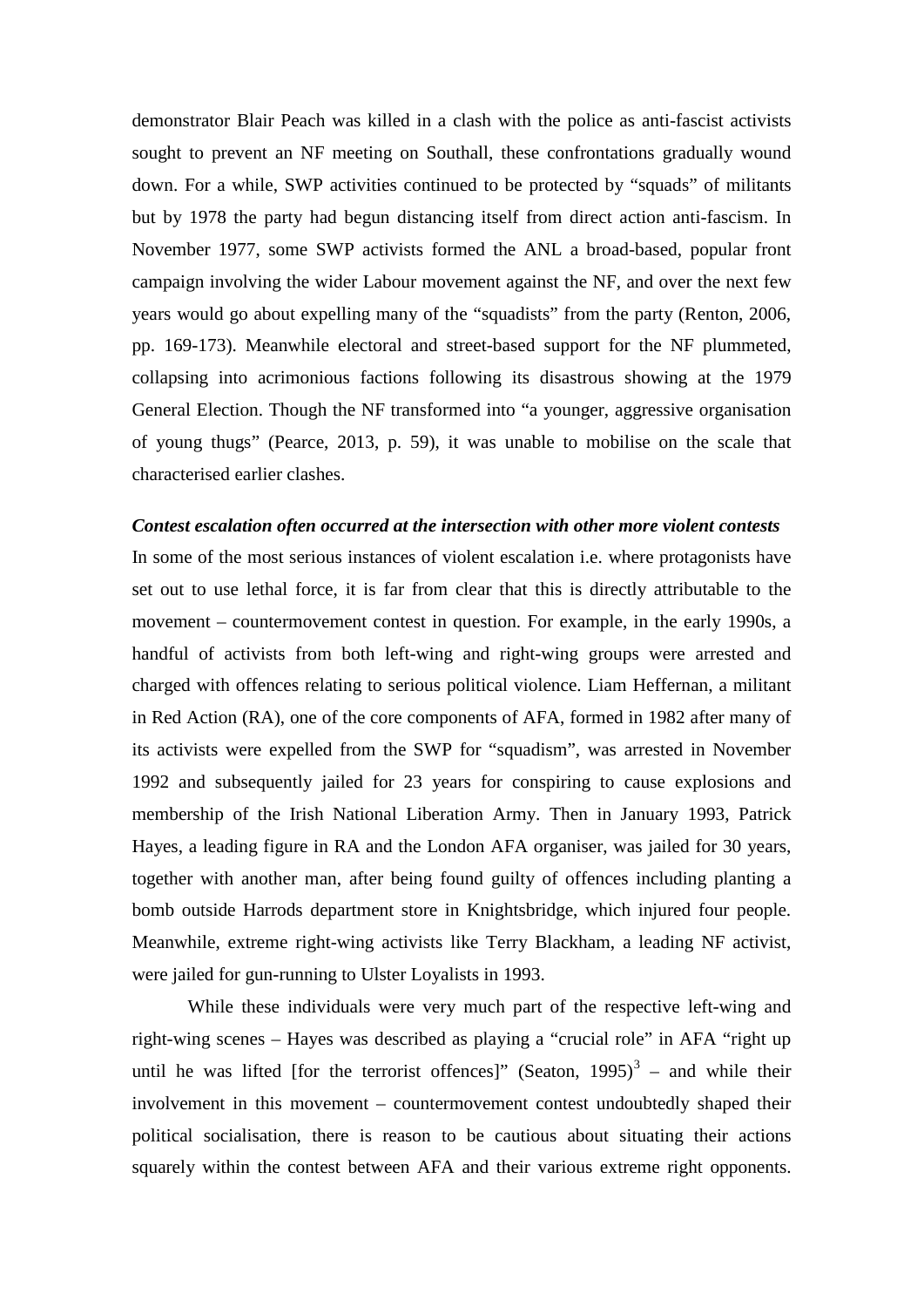demonstrator Blair Peach was killed in a clash with the police as anti-fascist activists sought to prevent an NF meeting on Southall, these confrontations gradually wound down. For a while, SWP activities continued to be protected by "squads" of militants but by 1978 the party had begun distancing itself from direct action anti-fascism. In November 1977, some SWP activists formed the ANL a broad-based, popular front campaign involving the wider Labour movement against the NF, and over the next few years would go about expelling many of the "squadists" from the party (Renton, 2006, pp. 169-173). Meanwhile electoral and street-based support for the NF plummeted, collapsing into acrimonious factions following its disastrous showing at the 1979 General Election. Though the NF transformed into "a younger, aggressive organisation of young thugs" (Pearce, 2013, p. 59), it was unable to mobilise on the scale that characterised earlier clashes.

***Contest escalation often occurred at the intersection with other more violent contests***

In some of the most serious instances of violent escalation i.e. where protagonists have set out to use lethal force, it is far from clear that this is directly attributable to the movement – countermovement contest in question. For example, in the early 1990s, a handful of activists from both left-wing and right-wing groups were arrested and charged with offences relating to serious political violence. Liam Heffernan, a militant in Red Action (RA), one of the core components of AFA, formed in 1982 after many of its activists were expelled from the SWP for "squadism", was arrested in November 1992 and subsequently jailed for 23 years for conspiring to cause explosions and membership of the Irish National Liberation Army. Then in January 1993, Patrick Hayes, a leading figure in RA and the London AFA organiser, was jailed for 30 years, together with another man, after being found guilty of offences including planting a bomb outside Harrods department store in Knightsbridge, which injured four people. Meanwhile, extreme right-wing activists like Terry Blackham, a leading NF activist, were jailed for gun-running to Ulster Loyalists in 1993.

While these individuals were very much part of the respective left-wing and right-wing scenes – Hayes was described as playing a "crucial role" in AFA "right up until he was lifted [for the terrorist offences]" (Seaton, 1995)[3] – and while their involvement in this movement – countermovement contest undoubtedly shaped their political socialisation, there is reason to be cautious about situating their actions squarely within the contest between AFA and their various extreme right opponents.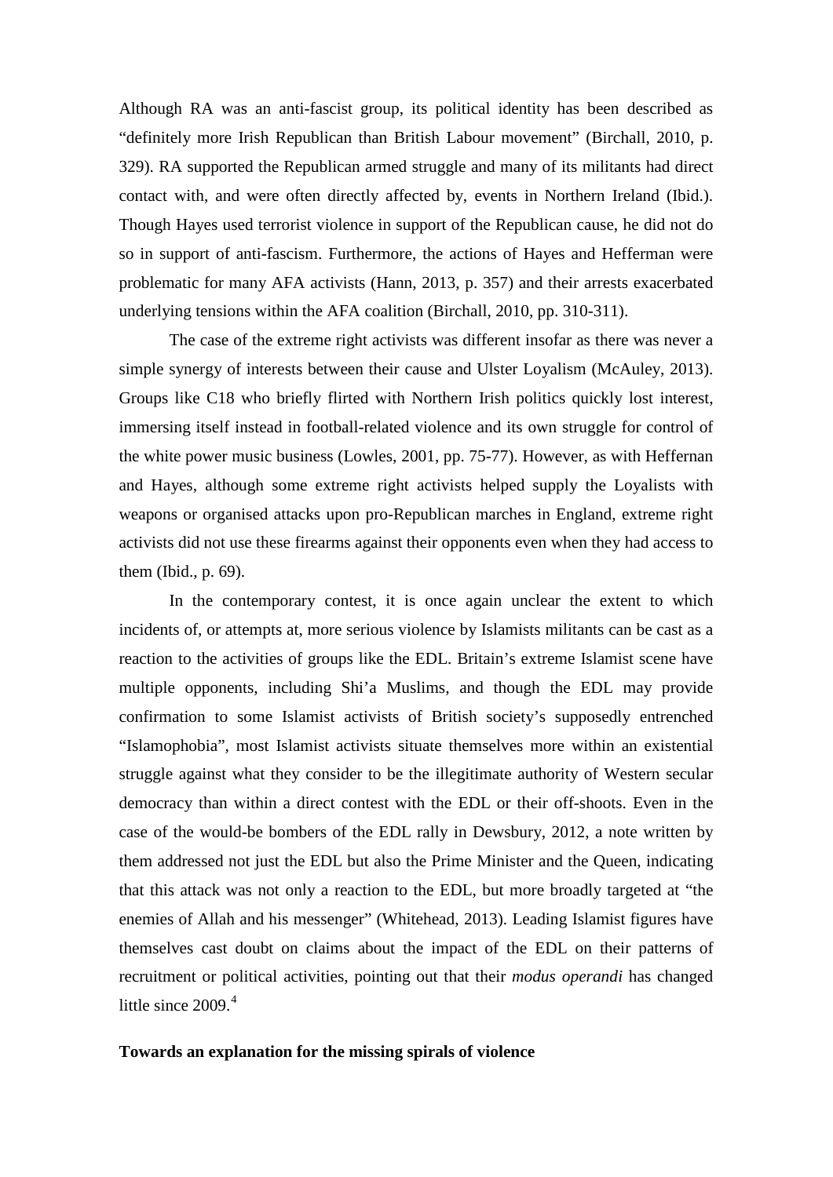Although RA was an anti-fascist group, its political identity has been described as "definitely more Irish Republican than British Labour movement" (Birchall, 2010, p. 329). RA supported the Republican armed struggle and many of its militants had direct contact with, and were often directly affected by, events in Northern Ireland (Ibid.). Though Hayes used terrorist violence in support of the Republican cause, he did not do so in support of anti-fascism. Furthermore, the actions of Hayes and Hefferman were problematic for many AFA activists (Hann, 2013, p. 357) and their arrests exacerbated underlying tensions within the AFA coalition (Birchall, 2010, pp. 310-311).

The case of the extreme right activists was different insofar as there was never a simple synergy of interests between their cause and Ulster Loyalism (McAuley, 2013). Groups like C18 who briefly flirted with Northern Irish politics quickly lost interest, immersing itself instead in football-related violence and its own struggle for control of the white power music business (Lowles, 2001, pp. 75-77). However, as with Heffernan and Hayes, although some extreme right activists helped supply the Loyalists with weapons or organised attacks upon pro-Republican marches in England, extreme right activists did not use these firearms against their opponents even when they had access to them (Ibid., p. 69).

In the contemporary contest, it is once again unclear the extent to which incidents of, or attempts at, more serious violence by Islamists militants can be cast as a reaction to the activities of groups like the EDL. Britain's extreme Islamist scene have multiple opponents, including Shi'a Muslims, and though the EDL may provide confirmation to some Islamist activists of British society's supposedly entrenched "Islamophobia", most Islamist activists situate themselves more within an existential struggle against what they consider to be the illegitimate authority of Western secular democracy than within a direct contest with the EDL or their off-shoots. Even in the case of the would-be bombers of the EDL rally in Dewsbury, 2012, a note written by them addressed not just the EDL but also the Prime Minister and the Queen, indicating that this attack was not only a reaction to the EDL, but more broadly targeted at "the enemies of Allah and his messenger" (Whitehead, 2013). Leading Islamist figures have themselves cast doubt on claims about the impact of the EDL on their patterns of recruitment or political activities, pointing out that their *modus operandi* has changed little since 2009.[4]

**Towards an explanation for the missing spirals of violence**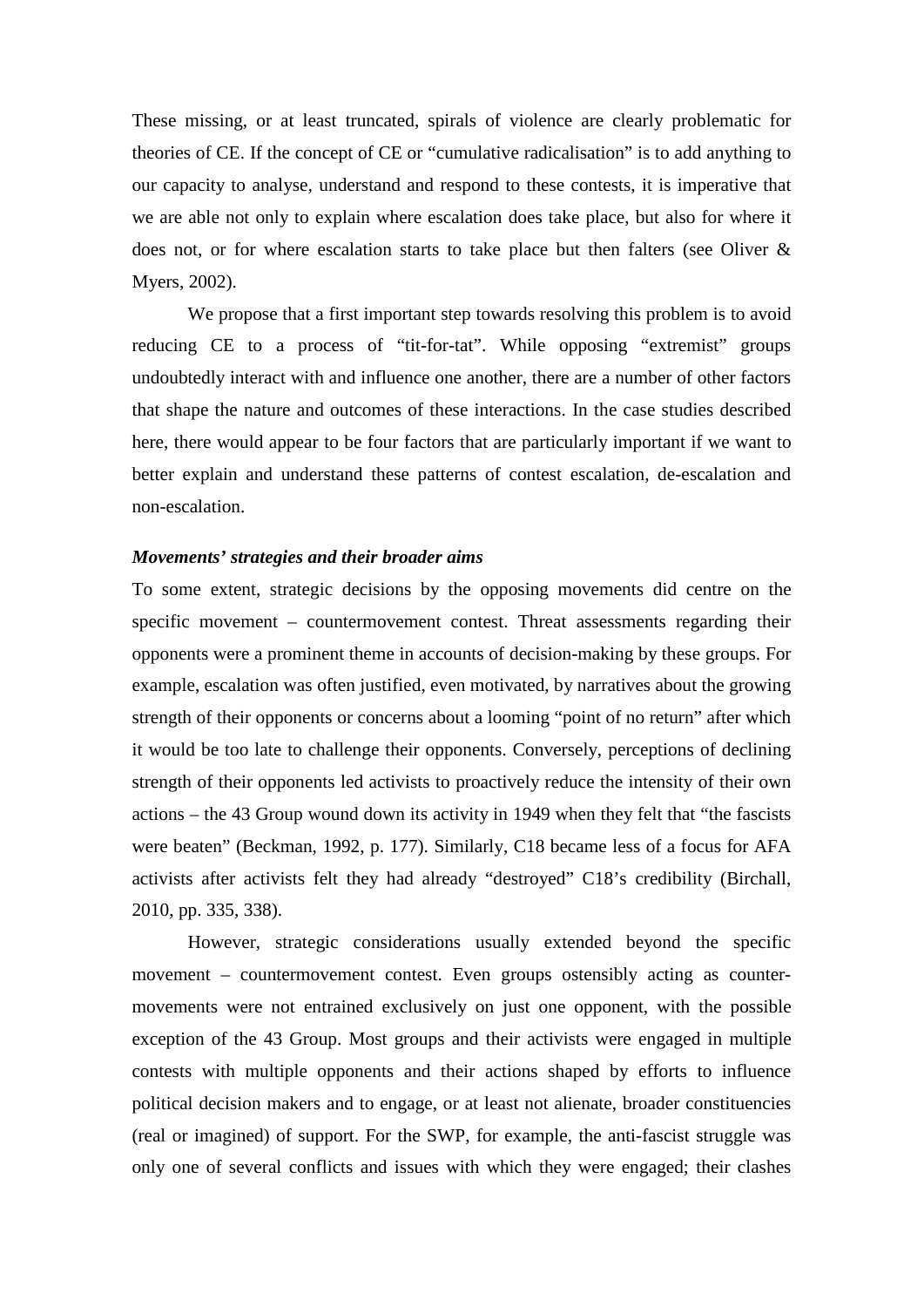These missing, or at least truncated, spirals of violence are clearly problematic for theories of CE. If the concept of CE or "cumulative radicalisation" is to add anything to our capacity to analyse, understand and respond to these contests, it is imperative that we are able not only to explain where escalation does take place, but also for where it does not, or for where escalation starts to take place but then falters (see Oliver & Myers, 2002).

We propose that a first important step towards resolving this problem is to avoid reducing CE to a process of "tit-for-tat". While opposing "extremist" groups undoubtedly interact with and influence one another, there are a number of other factors that shape the nature and outcomes of these interactions. In the case studies described here, there would appear to be four factors that are particularly important if we want to better explain and understand these patterns of contest escalation, de-escalation and non-escalation.

***Movements' strategies and their broader aims***

To some extent, strategic decisions by the opposing movements did centre on the specific movement – countermovement contest. Threat assessments regarding their opponents were a prominent theme in accounts of decision-making by these groups. For example, escalation was often justified, even motivated, by narratives about the growing strength of their opponents or concerns about a looming "point of no return" after which it would be too late to challenge their opponents. Conversely, perceptions of declining strength of their opponents led activists to proactively reduce the intensity of their own actions – the 43 Group wound down its activity in 1949 when they felt that "the fascists were beaten" (Beckman, 1992, p. 177). Similarly, C18 became less of a focus for AFA activists after activists felt they had already "destroyed" C18's credibility (Birchall, 2010, pp. 335, 338).

However, strategic considerations usually extended beyond the specific movement – countermovement contest. Even groups ostensibly acting as counter-movements were not entrained exclusively on just one opponent, with the possible exception of the 43 Group. Most groups and their activists were engaged in multiple contests with multiple opponents and their actions shaped by efforts to influence political decision makers and to engage, or at least not alienate, broader constituencies (real or imagined) of support. For the SWP, for example, the anti-fascist struggle was only one of several conflicts and issues with which they were engaged; their clashes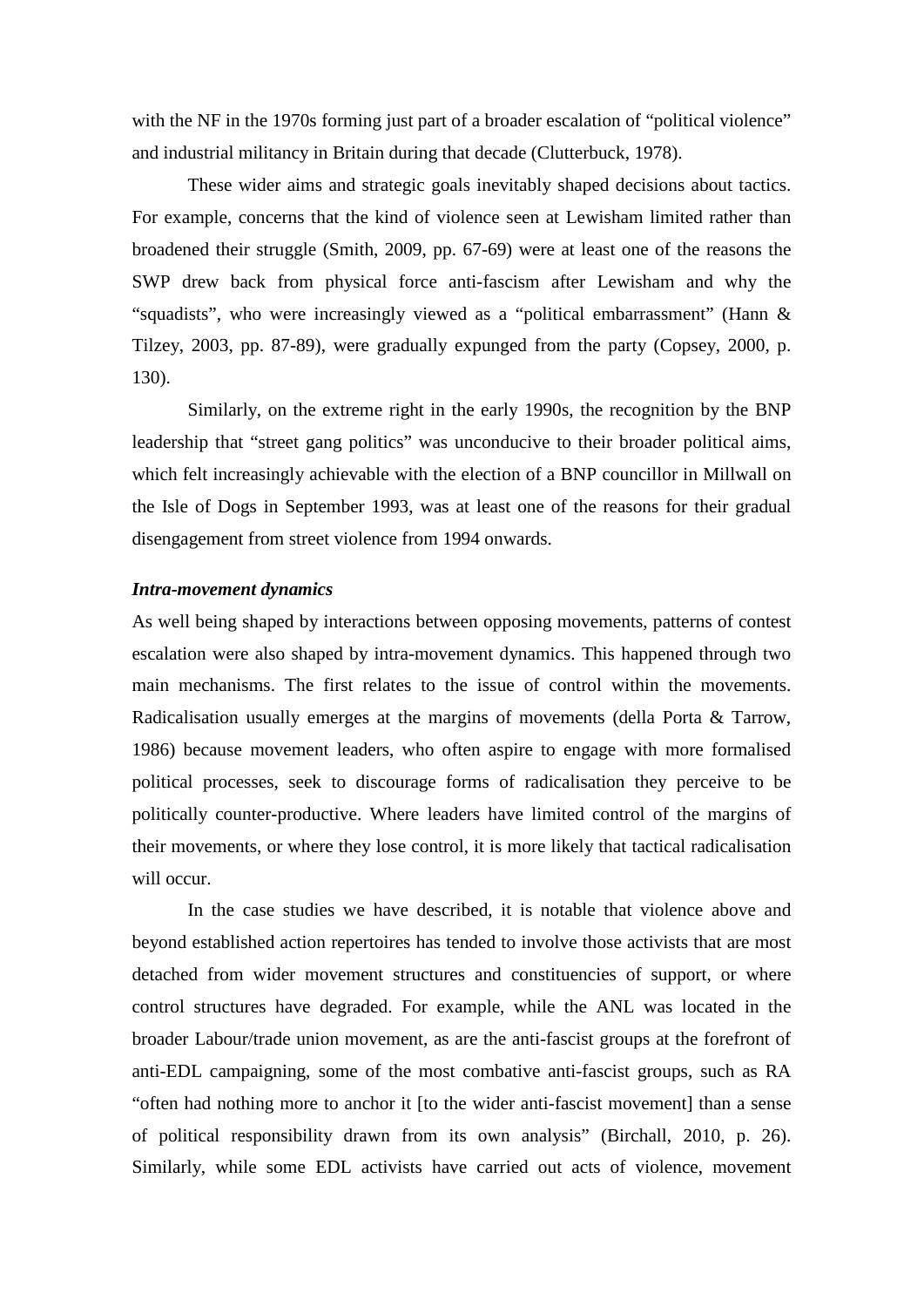with the NF in the 1970s forming just part of a broader escalation of "political violence" and industrial militancy in Britain during that decade (Clutterbuck, 1978).

These wider aims and strategic goals inevitably shaped decisions about tactics. For example, concerns that the kind of violence seen at Lewisham limited rather than broadened their struggle (Smith, 2009, pp. 67-69) were at least one of the reasons the SWP drew back from physical force anti-fascism after Lewisham and why the "squadists", who were increasingly viewed as a "political embarrassment" (Hann & Tilzey, 2003, pp. 87-89), were gradually expunged from the party (Copsey, 2000, p. 130).

Similarly, on the extreme right in the early 1990s, the recognition by the BNP leadership that "street gang politics" was unconducive to their broader political aims, which felt increasingly achievable with the election of a BNP councillor in Millwall on the Isle of Dogs in September 1993, was at least one of the reasons for their gradual disengagement from street violence from 1994 onwards.

### *Intra-movement dynamics*

As well being shaped by interactions between opposing movements, patterns of contest escalation were also shaped by intra-movement dynamics. This happened through two main mechanisms. The first relates to the issue of control within the movements. Radicalisation usually emerges at the margins of movements (della Porta & Tarrow, 1986) because movement leaders, who often aspire to engage with more formalised political processes, seek to discourage forms of radicalisation they perceive to be politically counter-productive. Where leaders have limited control of the margins of their movements, or where they lose control, it is more likely that tactical radicalisation will occur.

In the case studies we have described, it is notable that violence above and beyond established action repertoires has tended to involve those activists that are most detached from wider movement structures and constituencies of support, or where control structures have degraded. For example, while the ANL was located in the broader Labour/trade union movement, as are the anti-fascist groups at the forefront of anti-EDL campaigning, some of the most combative anti-fascist groups, such as RA "often had nothing more to anchor it [to the wider anti-fascist movement] than a sense of political responsibility drawn from its own analysis" (Birchall, 2010, p. 26). Similarly, while some EDL activists have carried out acts of violence, movement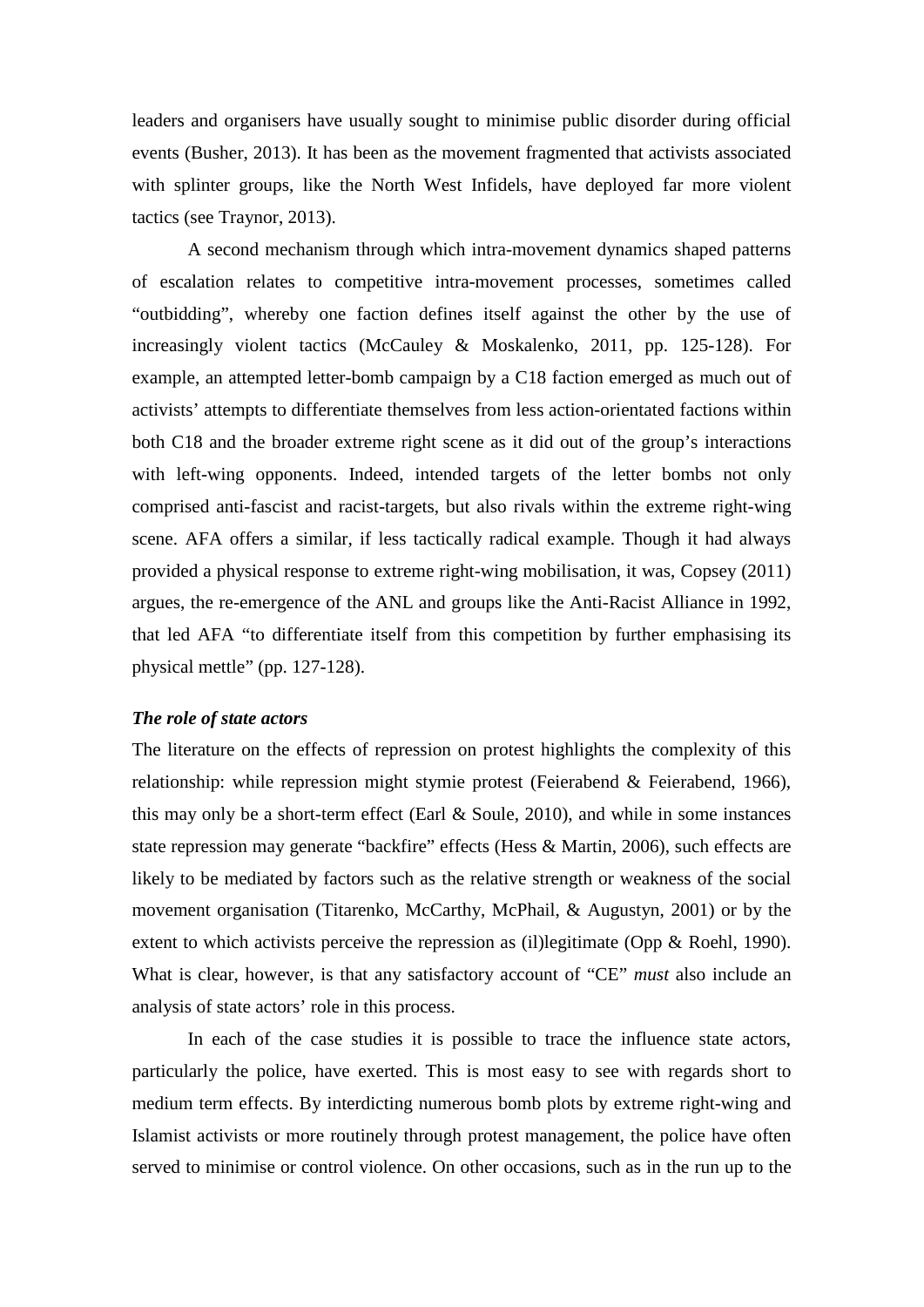leaders and organisers have usually sought to minimise public disorder during official events (Busher, 2013). It has been as the movement fragmented that activists associated with splinter groups, like the North West Infidels, have deployed far more violent tactics (see Traynor, 2013).

A second mechanism through which intra-movement dynamics shaped patterns of escalation relates to competitive intra-movement processes, sometimes called "outbidding", whereby one faction defines itself against the other by the use of increasingly violent tactics (McCauley & Moskalenko, 2011, pp. 125-128). For example, an attempted letter-bomb campaign by a C18 faction emerged as much out of activists' attempts to differentiate themselves from less action-orientated factions within both C18 and the broader extreme right scene as it did out of the group's interactions with left-wing opponents. Indeed, intended targets of the letter bombs not only comprised anti-fascist and racist-targets, but also rivals within the extreme right-wing scene. AFA offers a similar, if less tactically radical example. Though it had always provided a physical response to extreme right-wing mobilisation, it was, Copsey (2011) argues, the re-emergence of the ANL and groups like the Anti-Racist Alliance in 1992, that led AFA "to differentiate itself from this competition by further emphasising its physical mettle" (pp. 127-128).

***The role of state actors***

The literature on the effects of repression on protest highlights the complexity of this relationship: while repression might stymie protest (Feierabend & Feierabend, 1966), this may only be a short-term effect (Earl & Soule, 2010), and while in some instances state repression may generate "backfire" effects (Hess & Martin, 2006), such effects are likely to be mediated by factors such as the relative strength or weakness of the social movement organisation (Titarenko, McCarthy, McPhail, & Augustyn, 2001) or by the extent to which activists perceive the repression as (il)legitimate (Opp & Roehl, 1990). What is clear, however, is that any satisfactory account of "CE" *must* also include an analysis of state actors' role in this process.

In each of the case studies it is possible to trace the influence state actors, particularly the police, have exerted. This is most easy to see with regards short to medium term effects. By interdicting numerous bomb plots by extreme right-wing and Islamist activists or more routinely through protest management, the police have often served to minimise or control violence. On other occasions, such as in the run up to the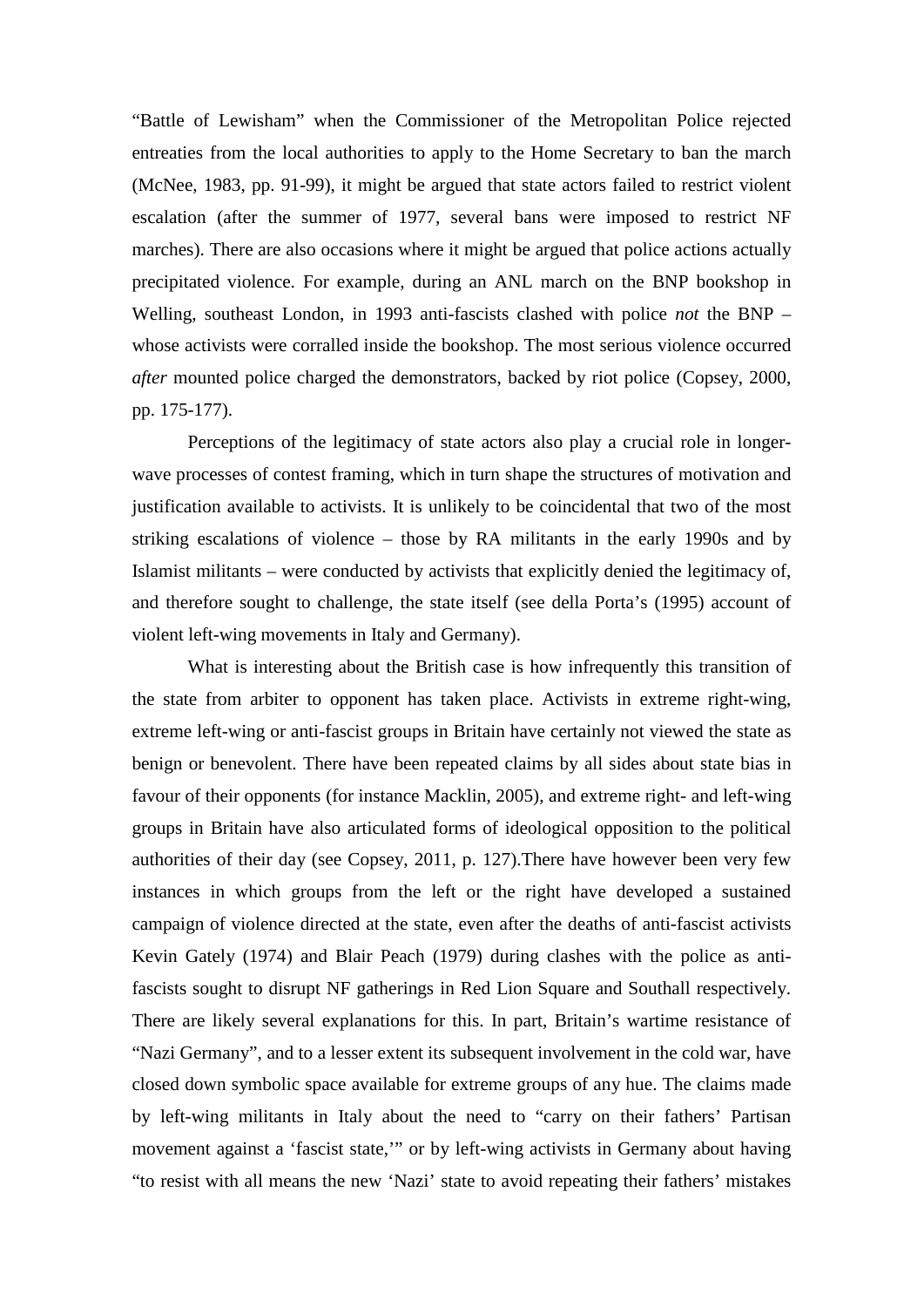"Battle of Lewisham" when the Commissioner of the Metropolitan Police rejected entreaties from the local authorities to apply to the Home Secretary to ban the march (McNee, 1983, pp. 91-99), it might be argued that state actors failed to restrict violent escalation (after the summer of 1977, several bans were imposed to restrict NF marches). There are also occasions where it might be argued that police actions actually precipitated violence. For example, during an ANL march on the BNP bookshop in Welling, southeast London, in 1993 anti-fascists clashed with police *not* the BNP – whose activists were corralled inside the bookshop. The most serious violence occurred *after* mounted police charged the demonstrators, backed by riot police (Copsey, 2000, pp. 175-177).

Perceptions of the legitimacy of state actors also play a crucial role in longer-wave processes of contest framing, which in turn shape the structures of motivation and justification available to activists. It is unlikely to be coincidental that two of the most striking escalations of violence – those by RA militants in the early 1990s and by Islamist militants – were conducted by activists that explicitly denied the legitimacy of, and therefore sought to challenge, the state itself (see della Porta's (1995) account of violent left-wing movements in Italy and Germany).

What is interesting about the British case is how infrequently this transition of the state from arbiter to opponent has taken place. Activists in extreme right-wing, extreme left-wing or anti-fascist groups in Britain have certainly not viewed the state as benign or benevolent. There have been repeated claims by all sides about state bias in favour of their opponents (for instance Macklin, 2005), and extreme right- and left-wing groups in Britain have also articulated forms of ideological opposition to the political authorities of their day (see Copsey, 2011, p. 127).There have however been very few instances in which groups from the left or the right have developed a sustained campaign of violence directed at the state, even after the deaths of anti-fascist activists Kevin Gately (1974) and Blair Peach (1979) during clashes with the police as anti-fascists sought to disrupt NF gatherings in Red Lion Square and Southall respectively. There are likely several explanations for this. In part, Britain's wartime resistance of "Nazi Germany", and to a lesser extent its subsequent involvement in the cold war, have closed down symbolic space available for extreme groups of any hue. The claims made by left-wing militants in Italy about the need to "carry on their fathers' Partisan movement against a 'fascist state,'" or by left-wing activists in Germany about having "to resist with all means the new 'Nazi' state to avoid repeating their fathers' mistakes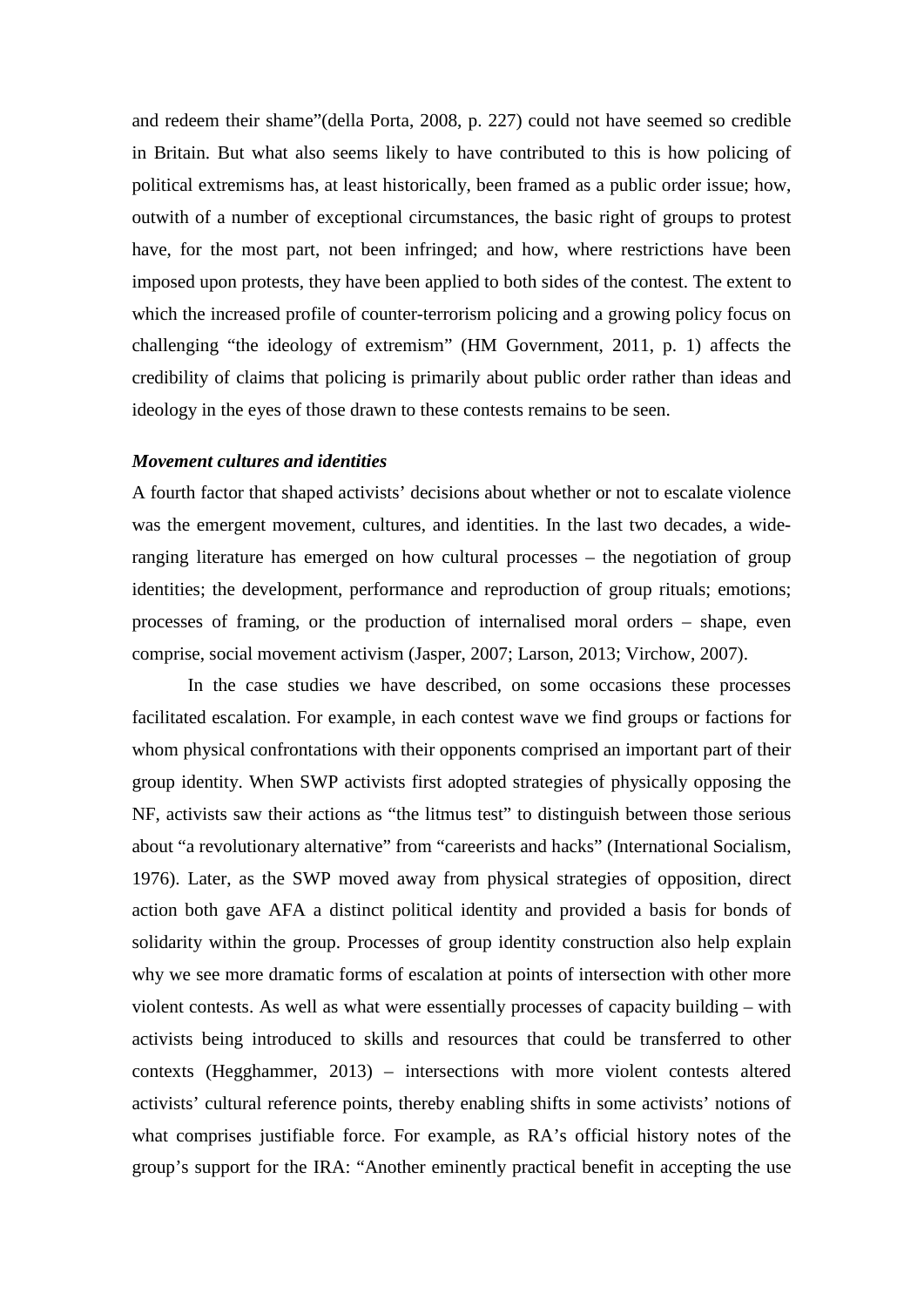and redeem their shame"(della Porta, 2008, p. 227) could not have seemed so credible in Britain. But what also seems likely to have contributed to this is how policing of political extremisms has, at least historically, been framed as a public order issue; how, outwith of a number of exceptional circumstances, the basic right of groups to protest have, for the most part, not been infringed; and how, where restrictions have been imposed upon protests, they have been applied to both sides of the contest. The extent to which the increased profile of counter-terrorism policing and a growing policy focus on challenging "the ideology of extremism" (HM Government, 2011, p. 1) affects the credibility of claims that policing is primarily about public order rather than ideas and ideology in the eyes of those drawn to these contests remains to be seen.

***Movement cultures and identities***

A fourth factor that shaped activists' decisions about whether or not to escalate violence was the emergent movement, cultures, and identities. In the last two decades, a wide-ranging literature has emerged on how cultural processes – the negotiation of group identities; the development, performance and reproduction of group rituals; emotions; processes of framing, or the production of internalised moral orders – shape, even comprise, social movement activism (Jasper, 2007; Larson, 2013; Virchow, 2007).

In the case studies we have described, on some occasions these processes facilitated escalation. For example, in each contest wave we find groups or factions for whom physical confrontations with their opponents comprised an important part of their group identity. When SWP activists first adopted strategies of physically opposing the NF, activists saw their actions as "the litmus test" to distinguish between those serious about "a revolutionary alternative" from "careerists and hacks" (International Socialism, 1976). Later, as the SWP moved away from physical strategies of opposition, direct action both gave AFA a distinct political identity and provided a basis for bonds of solidarity within the group. Processes of group identity construction also help explain why we see more dramatic forms of escalation at points of intersection with other more violent contests. As well as what were essentially processes of capacity building – with activists being introduced to skills and resources that could be transferred to other contexts (Hegghammer, 2013) – intersections with more violent contests altered activists' cultural reference points, thereby enabling shifts in some activists' notions of what comprises justifiable force. For example, as RA's official history notes of the group's support for the IRA: "Another eminently practical benefit in accepting the use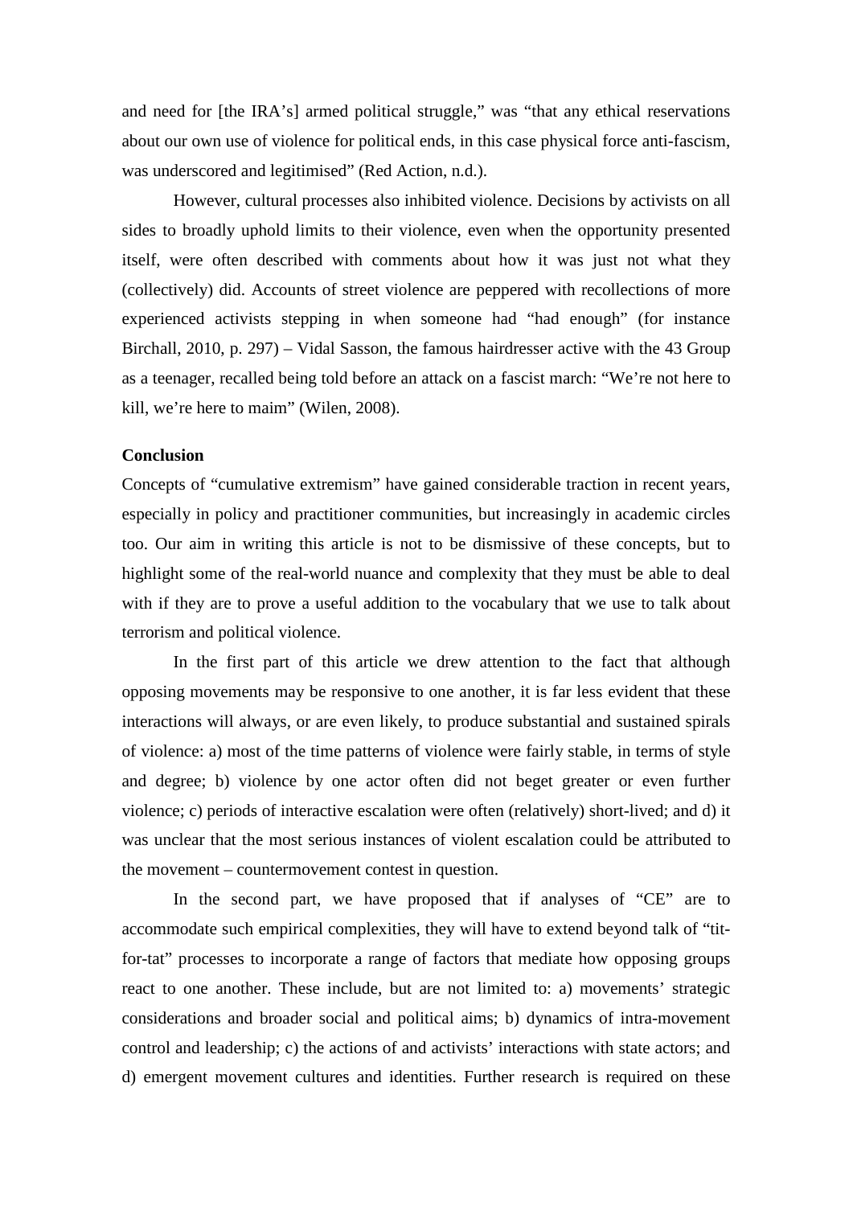and need for [the IRA's] armed political struggle," was "that any ethical reservations about our own use of violence for political ends, in this case physical force anti-fascism, was underscored and legitimised" (Red Action, n.d.).

However, cultural processes also inhibited violence. Decisions by activists on all sides to broadly uphold limits to their violence, even when the opportunity presented itself, were often described with comments about how it was just not what they (collectively) did. Accounts of street violence are peppered with recollections of more experienced activists stepping in when someone had "had enough" (for instance Birchall, 2010, p. 297) – Vidal Sasson, the famous hairdresser active with the 43 Group as a teenager, recalled being told before an attack on a fascist march: "We're not here to kill, we're here to maim" (Wilen, 2008).

**Conclusion**

Concepts of "cumulative extremism" have gained considerable traction in recent years, especially in policy and practitioner communities, but increasingly in academic circles too. Our aim in writing this article is not to be dismissive of these concepts, but to highlight some of the real-world nuance and complexity that they must be able to deal with if they are to prove a useful addition to the vocabulary that we use to talk about terrorism and political violence.

In the first part of this article we drew attention to the fact that although opposing movements may be responsive to one another, it is far less evident that these interactions will always, or are even likely, to produce substantial and sustained spirals of violence: a) most of the time patterns of violence were fairly stable, in terms of style and degree; b) violence by one actor often did not beget greater or even further violence; c) periods of interactive escalation were often (relatively) short-lived; and d) it was unclear that the most serious instances of violent escalation could be attributed to the movement – countermovement contest in question.

In the second part, we have proposed that if analyses of "CE" are to accommodate such empirical complexities, they will have to extend beyond talk of "tit-for-tat" processes to incorporate a range of factors that mediate how opposing groups react to one another. These include, but are not limited to: a) movements' strategic considerations and broader social and political aims; b) dynamics of intra-movement control and leadership; c) the actions of and activists' interactions with state actors; and d) emergent movement cultures and identities. Further research is required on these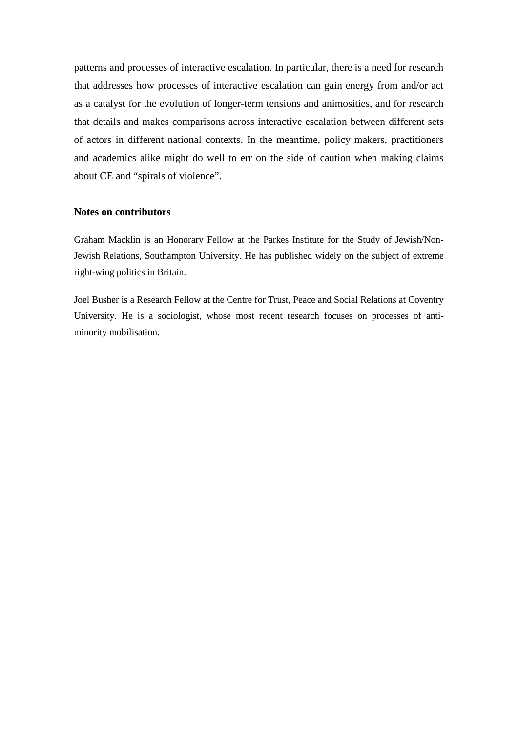patterns and processes of interactive escalation. In particular, there is a need for research that addresses how processes of interactive escalation can gain energy from and/or act as a catalyst for the evolution of longer-term tensions and animosities, and for research that details and makes comparisons across interactive escalation between different sets of actors in different national contexts. In the meantime, policy makers, practitioners and academics alike might do well to err on the side of caution when making claims about CE and "spirals of violence".

### Notes on contributors

Graham Macklin is an Honorary Fellow at the Parkes Institute for the Study of Jewish/Non-Jewish Relations, Southampton University. He has published widely on the subject of extreme right-wing politics in Britain.

Joel Busher is a Research Fellow at the Centre for Trust, Peace and Social Relations at Coventry University. He is a sociologist, whose most recent research focuses on processes of anti-minority mobilisation.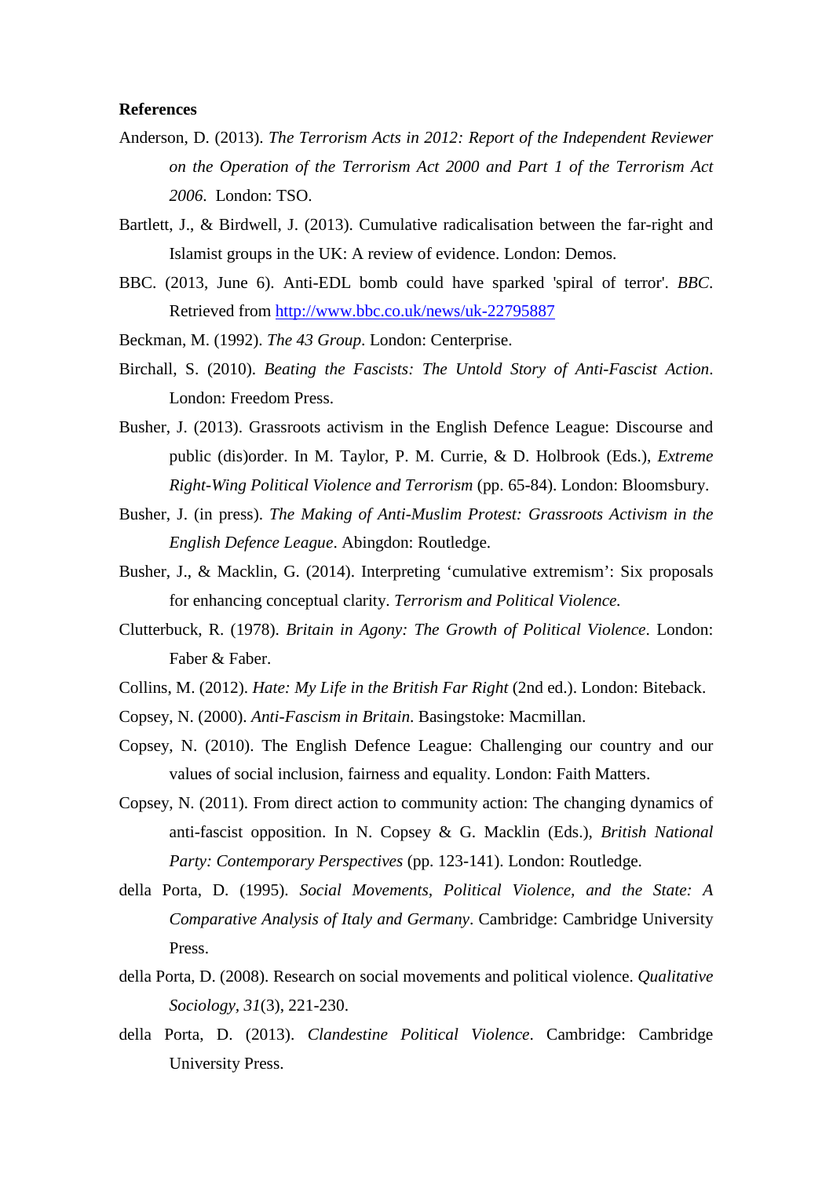**References**

Anderson, D. (2013). *The Terrorism Acts in 2012: Report of the Independent Reviewer on the Operation of the Terrorism Act 2000 and Part 1 of the Terrorism Act 2006*. London: TSO.

Bartlett, J., & Birdwell, J. (2013). Cumulative radicalisation between the far-right and Islamist groups in the UK: A review of evidence. London: Demos.

BBC. (2013, June 6). Anti-EDL bomb could have sparked 'spiral of terror'. *BBC*. Retrieved from http://www.bbc.co.uk/news/uk-22795887

Beckman, M. (1992). *The 43 Group*. London: Centerprise.

Birchall, S. (2010). *Beating the Fascists: The Untold Story of Anti-Fascist Action*. London: Freedom Press.

Busher, J. (2013). Grassroots activism in the English Defence League: Discourse and public (dis)order. In M. Taylor, P. M. Currie, & D. Holbrook (Eds.), *Extreme Right-Wing Political Violence and Terrorism* (pp. 65-84). London: Bloomsbury.

Busher, J. (in press). *The Making of Anti-Muslim Protest: Grassroots Activism in the English Defence League*. Abingdon: Routledge.

Busher, J., & Macklin, G. (2014). Interpreting 'cumulative extremism': Six proposals for enhancing conceptual clarity. *Terrorism and Political Violence.*

Clutterbuck, R. (1978). *Britain in Agony: The Growth of Political Violence*. London: Faber & Faber.

Collins, M. (2012). *Hate: My Life in the British Far Right* (2nd ed.). London: Biteback.

Copsey, N. (2000). *Anti-Fascism in Britain*. Basingstoke: Macmillan.

Copsey, N. (2010). The English Defence League: Challenging our country and our values of social inclusion, fairness and equality. London: Faith Matters.

Copsey, N. (2011). From direct action to community action: The changing dynamics of anti-fascist opposition. In N. Copsey & G. Macklin (Eds.), *British National Party: Contemporary Perspectives* (pp. 123-141). London: Routledge.

della Porta, D. (1995). *Social Movements, Political Violence, and the State: A Comparative Analysis of Italy and Germany*. Cambridge: Cambridge University Press.

della Porta, D. (2008). Research on social movements and political violence. *Qualitative Sociology, 31*(3), 221-230.

della Porta, D. (2013). *Clandestine Political Violence*. Cambridge: Cambridge University Press.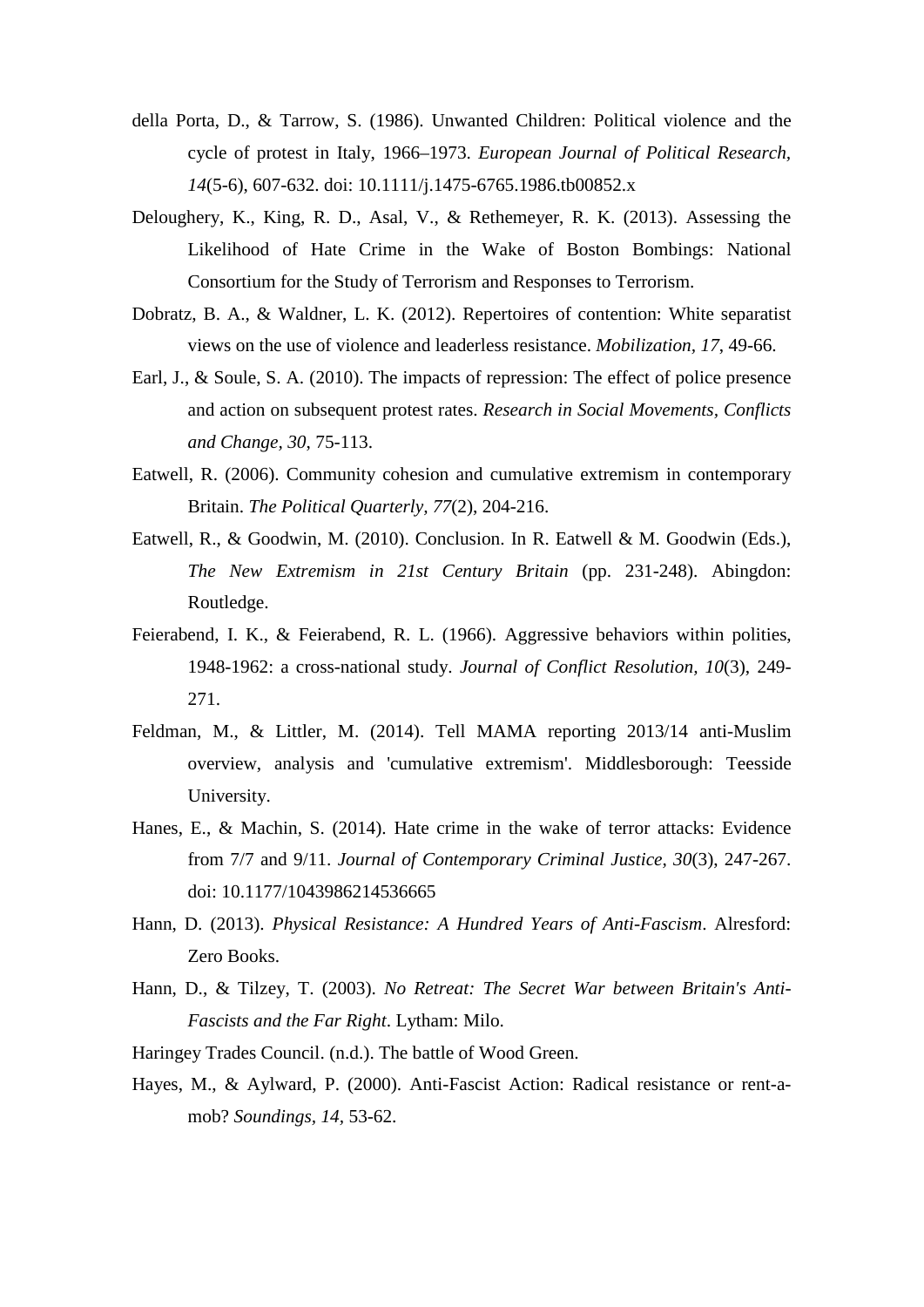della Porta, D., & Tarrow, S. (1986). Unwanted Children: Political violence and the cycle of protest in Italy, 1966–1973. *European Journal of Political Research, 14*(5-6), 607-632. doi: 10.1111/j.1475-6765.1986.tb00852.x

Deloughery, K., King, R. D., Asal, V., & Rethemeyer, R. K. (2013). Assessing the Likelihood of Hate Crime in the Wake of Boston Bombings: National Consortium for the Study of Terrorism and Responses to Terrorism.

Dobratz, B. A., & Waldner, L. K. (2012). Repertoires of contention: White separatist views on the use of violence and leaderless resistance. *Mobilization, 17*, 49-66.

Earl, J., & Soule, S. A. (2010). The impacts of repression: The effect of police presence and action on subsequent protest rates. *Research in Social Movements, Conflicts and Change, 30*, 75-113.

Eatwell, R. (2006). Community cohesion and cumulative extremism in contemporary Britain. *The Political Quarterly, 77*(2), 204-216.

Eatwell, R., & Goodwin, M. (2010). Conclusion. In R. Eatwell & M. Goodwin (Eds.), *The New Extremism in 21st Century Britain* (pp. 231-248). Abingdon: Routledge.

Feierabend, I. K., & Feierabend, R. L. (1966). Aggressive behaviors within polities, 1948-1962: a cross-national study. *Journal of Conflict Resolution, 10*(3), 249-271.

Feldman, M., & Littler, M. (2014). Tell MAMA reporting 2013/14 anti-Muslim overview, analysis and 'cumulative extremism'. Middlesborough: Teesside University.

Hanes, E., & Machin, S. (2014). Hate crime in the wake of terror attacks: Evidence from 7/7 and 9/11. *Journal of Contemporary Criminal Justice, 30*(3), 247-267. doi: 10.1177/1043986214536665

Hann, D. (2013). *Physical Resistance: A Hundred Years of Anti-Fascism*. Alresford: Zero Books.

Hann, D., & Tilzey, T. (2003). *No Retreat: The Secret War between Britain's Anti-Fascists and the Far Right*. Lytham: Milo.

Haringey Trades Council. (n.d.). The battle of Wood Green.

Hayes, M., & Aylward, P. (2000). Anti-Fascist Action: Radical resistance or rent-a-mob? *Soundings, 14*, 53-62.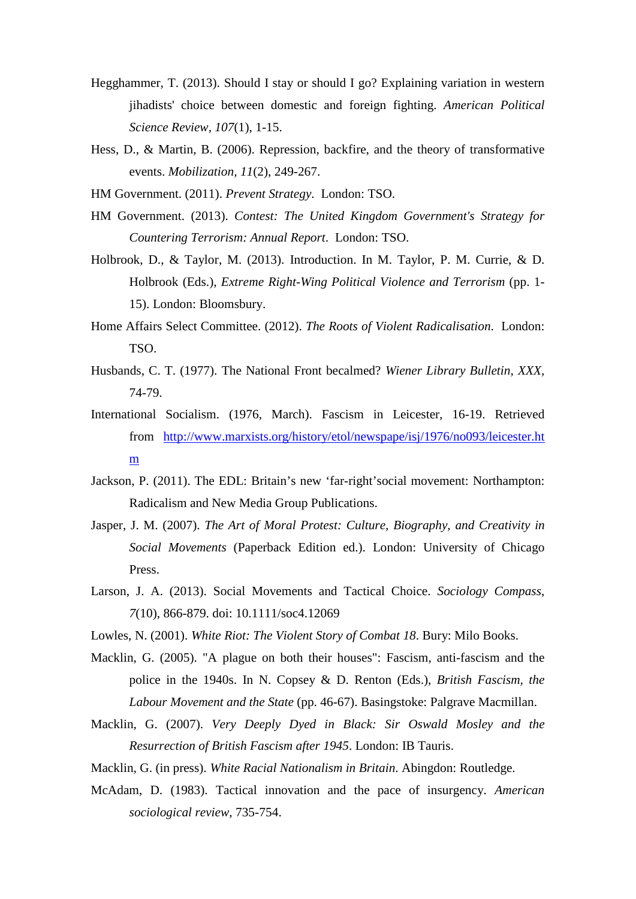Hegghammer, T. (2013). Should I stay or should I go? Explaining variation in western jihadists' choice between domestic and foreign fighting. *American Political Science Review*, *107*(1), 1-15.

Hess, D., & Martin, B. (2006). Repression, backfire, and the theory of transformative events. *Mobilization*, *11*(2), 249-267.

HM Government. (2011). *Prevent Strategy*. London: TSO.

HM Government. (2013). *Contest: The United Kingdom Government's Strategy for Countering Terrorism: Annual Report*. London: TSO.

Holbrook, D., & Taylor, M. (2013). Introduction. In M. Taylor, P. M. Currie, & D. Holbrook (Eds.), *Extreme Right-Wing Political Violence and Terrorism* (pp. 1-15). London: Bloomsbury.

Home Affairs Select Committee. (2012). *The Roots of Violent Radicalisation*. London: TSO.

Husbands, C. T. (1977). The National Front becalmed? *Wiener Library Bulletin*, *XXX*, 74-79.

International Socialism. (1976, March). Fascism in Leicester, 16-19. Retrieved from http://www.marxists.org/history/etol/newspape/isj/1976/no093/leicester.htm

Jackson, P. (2011). The EDL: Britain's new 'far-right'social movement: Northampton: Radicalism and New Media Group Publications.

Jasper, J. M. (2007). *The Art of Moral Protest: Culture, Biography, and Creativity in Social Movements* (Paperback Edition ed.). London: University of Chicago Press.

Larson, J. A. (2013). Social Movements and Tactical Choice. *Sociology Compass*, *7*(10), 866-879. doi: 10.1111/soc4.12069

Lowles, N. (2001). *White Riot: The Violent Story of Combat 18*. Bury: Milo Books.

Macklin, G. (2005). "A plague on both their houses": Fascism, anti-fascism and the police in the 1940s. In N. Copsey & D. Renton (Eds.), *British Fascism, the Labour Movement and the State* (pp. 46-67). Basingstoke: Palgrave Macmillan.

Macklin, G. (2007). *Very Deeply Dyed in Black: Sir Oswald Mosley and the Resurrection of British Fascism after 1945*. London: IB Tauris.

Macklin, G. (in press). *White Racial Nationalism in Britain*. Abingdon: Routledge.

McAdam, D. (1983). Tactical innovation and the pace of insurgency. *American sociological review*, 735-754.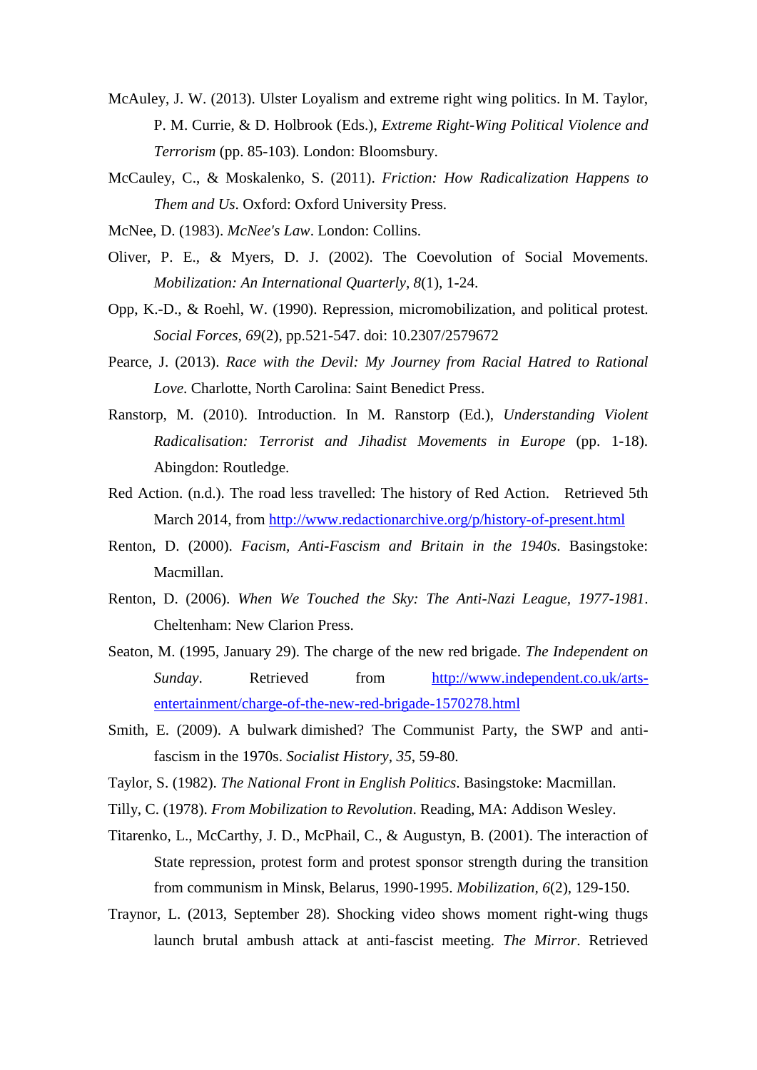McAuley, J. W. (2013). Ulster Loyalism and extreme right wing politics. In M. Taylor, P. M. Currie, & D. Holbrook (Eds.), *Extreme Right-Wing Political Violence and Terrorism* (pp. 85-103). London: Bloomsbury.

McCauley, C., & Moskalenko, S. (2011). *Friction: How Radicalization Happens to Them and Us*. Oxford: Oxford University Press.

McNee, D. (1983). *McNee's Law*. London: Collins.

Oliver, P. E., & Myers, D. J. (2002). The Coevolution of Social Movements. *Mobilization: An International Quarterly, 8*(1), 1-24.

Opp, K.-D., & Roehl, W. (1990). Repression, micromobilization, and political protest. *Social Forces, 69*(2), pp.521-547. doi: 10.2307/2579672

Pearce, J. (2013). *Race with the Devil: My Journey from Racial Hatred to Rational Love*. Charlotte, North Carolina: Saint Benedict Press.

Ranstorp, M. (2010). Introduction. In M. Ranstorp (Ed.), *Understanding Violent Radicalisation: Terrorist and Jihadist Movements in Europe* (pp. 1-18). Abingdon: Routledge.

Red Action. (n.d.). The road less travelled: The history of Red Action. Retrieved 5th March 2014, from http://www.redactionarchive.org/p/history-of-present.html

Renton, D. (2000). *Facism, Anti-Fascism and Britain in the 1940s*. Basingstoke: Macmillan.

Renton, D. (2006). *When We Touched the Sky: The Anti-Nazi League, 1977-1981*. Cheltenham: New Clarion Press.

Seaton, M. (1995, January 29). The charge of the new red brigade. *The Independent on Sunday*. Retrieved from http://www.independent.co.uk/arts-entertainment/charge-of-the-new-red-brigade-1570278.html

Smith, E. (2009). A bulwark dimished? The Communist Party, the SWP and anti-fascism in the 1970s. *Socialist History, 35*, 59-80.

Taylor, S. (1982). *The National Front in English Politics*. Basingstoke: Macmillan.

Tilly, C. (1978). *From Mobilization to Revolution*. Reading, MA: Addison Wesley.

Titarenko, L., McCarthy, J. D., McPhail, C., & Augustyn, B. (2001). The interaction of State repression, protest form and protest sponsor strength during the transition from communism in Minsk, Belarus, 1990-1995. *Mobilization, 6*(2), 129-150.

Traynor, L. (2013, September 28). Shocking video shows moment right-wing thugs launch brutal ambush attack at anti-fascist meeting. *The Mirror*. Retrieved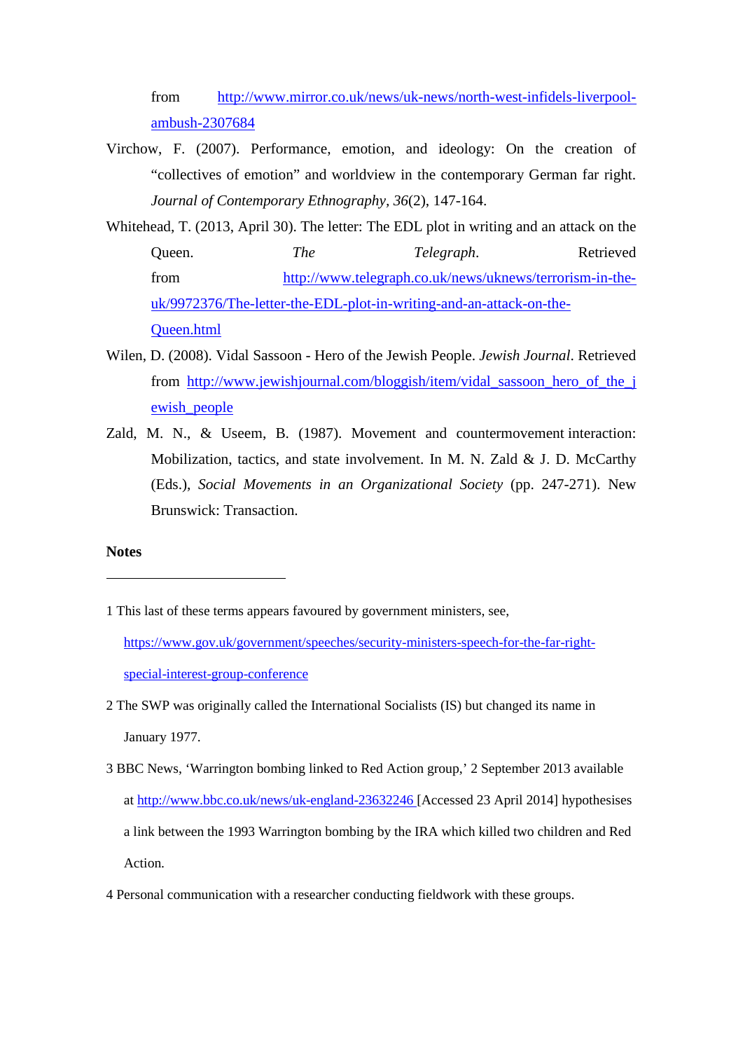from http://www.mirror.co.uk/news/uk-news/north-west-infidels-liverpool-ambush-2307684

Virchow, F. (2007). Performance, emotion, and ideology: On the creation of "collectives of emotion" and worldview in the contemporary German far right. *Journal of Contemporary Ethnography*, *36*(2), 147-164.

Whitehead, T. (2013, April 30). The letter: The EDL plot in writing and an attack on the Queen. *The Telegraph*. Retrieved from http://www.telegraph.co.uk/news/uknews/terrorism-in-the-uk/9972376/The-letter-the-EDL-plot-in-writing-and-an-attack-on-the-Queen.html

Wilen, D. (2008). Vidal Sassoon - Hero of the Jewish People. *Jewish Journal*. Retrieved from http://www.jewishjournal.com/bloggish/item/vidal_sassoon_hero_of_the_jewish_people

Zald, M. N., & Useem, B. (1987). Movement and countermovement interaction: Mobilization, tactics, and state involvement. In M. N. Zald & J. D. McCarthy (Eds.), *Social Movements in an Organizational Society* (pp. 247-271). New Brunswick: Transaction.

**Notes**

1 This last of these terms appears favoured by government ministers, see, https://www.gov.uk/government/speeches/security-ministers-speech-for-the-far-right-special-interest-group-conference

2 The SWP was originally called the International Socialists (IS) but changed its name in January 1977.

3 BBC News, 'Warrington bombing linked to Red Action group,' 2 September 2013 available at http://www.bbc.co.uk/news/uk-england-23632246 [Accessed 23 April 2014] hypothesises a link between the 1993 Warrington bombing by the IRA which killed two children and Red Action.

4 Personal communication with a researcher conducting fieldwork with these groups.